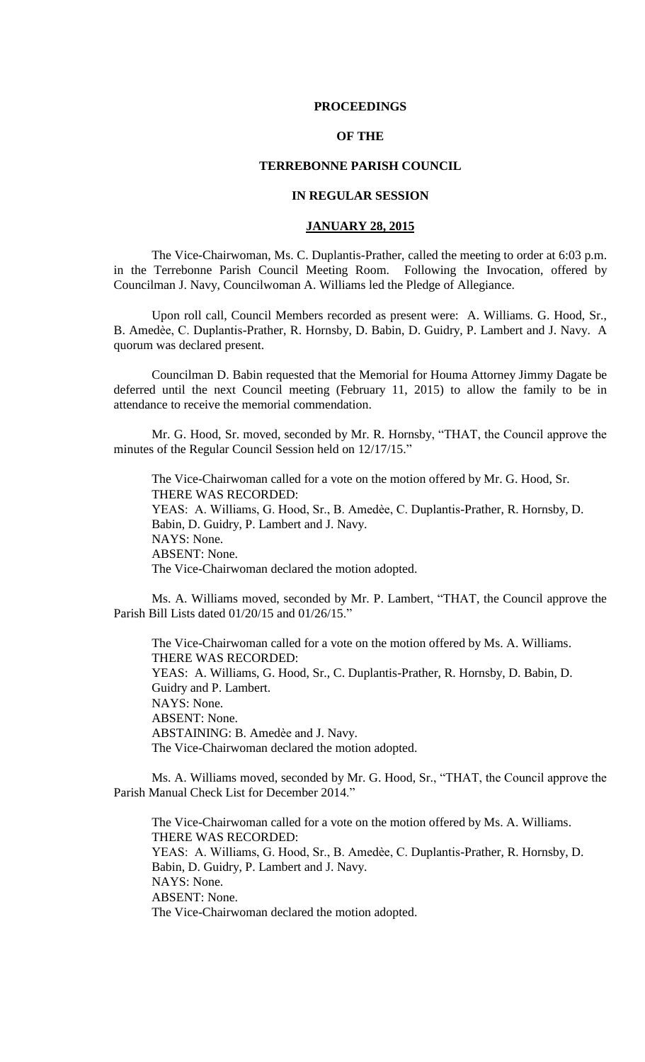**PROCEEDINGS**

**OF THE**

**TERREBONNE PARISH COUNCIL**

**IN REGULAR SESSION**

**JANUARY 28, 2015**

The Vice-Chairwoman, Ms. C. Duplantis-Prather, called the meeting to order at 6:03 p.m. in the Terrebonne Parish Council Meeting Room. Following the Invocation, offered by Councilman J. Navy, Councilwoman A. Williams led the Pledge of Allegiance.

Upon roll call, Council Members recorded as present were: A. Williams. G. Hood, Sr., B. Amedèe, C. Duplantis-Prather, R. Hornsby, D. Babin, D. Guidry, P. Lambert and J. Navy. A quorum was declared present.

Councilman D. Babin requested that the Memorial for Houma Attorney Jimmy Dagate be deferred until the next Council meeting (February 11, 2015) to allow the family to be in attendance to receive the memorial commendation.

Mr. G. Hood, Sr. moved, seconded by Mr. R. Hornsby, "THAT, the Council approve the minutes of the Regular Council Session held on 12/17/15."

The Vice-Chairwoman called for a vote on the motion offered by Mr. G. Hood, Sr.
THERE WAS RECORDED:
YEAS: A. Williams, G. Hood, Sr., B. Amedèe, C. Duplantis-Prather, R. Hornsby, D. Babin, D. Guidry, P. Lambert and J. Navy.
NAYS: None.
ABSENT: None.
The Vice-Chairwoman declared the motion adopted.

Ms. A. Williams moved, seconded by Mr. P. Lambert, "THAT, the Council approve the Parish Bill Lists dated 01/20/15 and 01/26/15."

The Vice-Chairwoman called for a vote on the motion offered by Ms. A. Williams.
THERE WAS RECORDED:
YEAS: A. Williams, G. Hood, Sr., C. Duplantis-Prather, R. Hornsby, D. Babin, D. Guidry and P. Lambert.
NAYS: None.
ABSENT: None.
ABSTAINING: B. Amedèe and J. Navy.
The Vice-Chairwoman declared the motion adopted.

Ms. A. Williams moved, seconded by Mr. G. Hood, Sr., "THAT, the Council approve the Parish Manual Check List for December 2014."

The Vice-Chairwoman called for a vote on the motion offered by Ms. A. Williams.
THERE WAS RECORDED:
YEAS: A. Williams, G. Hood, Sr., B. Amedèe, C. Duplantis-Prather, R. Hornsby, D. Babin, D. Guidry, P. Lambert and J. Navy.
NAYS: None.
ABSENT: None.
The Vice-Chairwoman declared the motion adopted.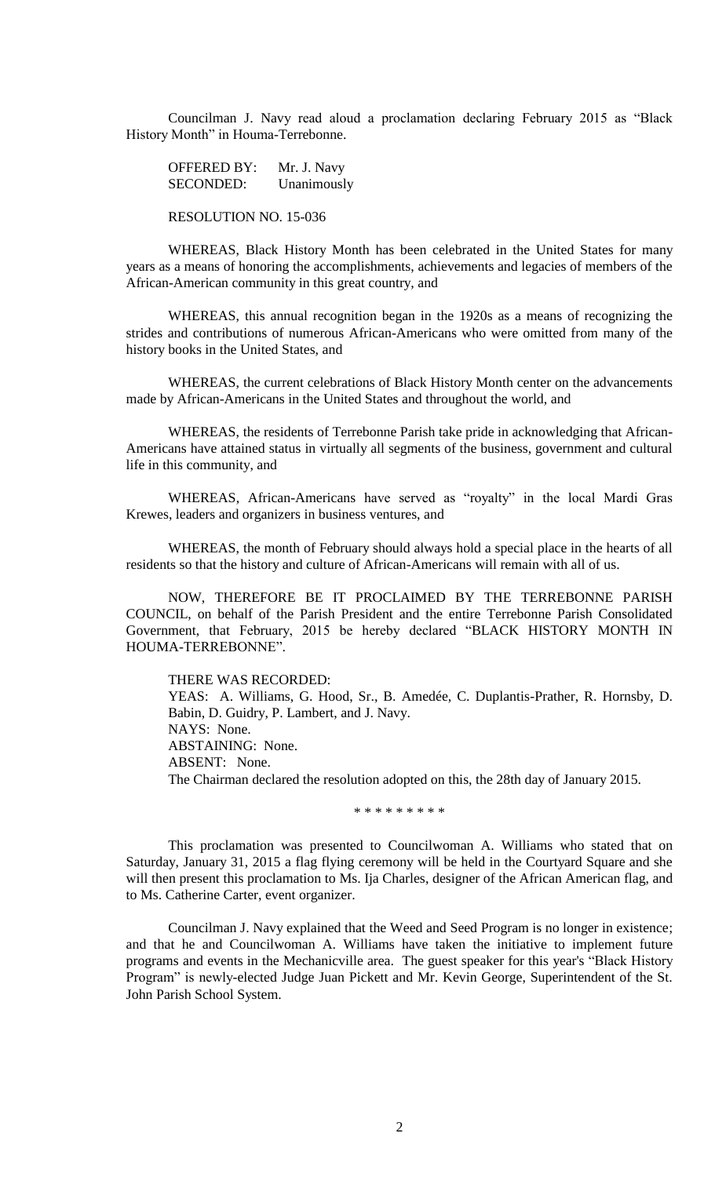Councilman J. Navy read aloud a proclamation declaring February 2015 as "Black History Month" in Houma-Terrebonne.

OFFERED BY: Mr. J. Navy
SECONDED: Unanimously

RESOLUTION NO. 15-036

WHEREAS, Black History Month has been celebrated in the United States for many years as a means of honoring the accomplishments, achievements and legacies of members of the African-American community in this great country, and

WHEREAS, this annual recognition began in the 1920s as a means of recognizing the strides and contributions of numerous African-Americans who were omitted from many of the history books in the United States, and

WHEREAS, the current celebrations of Black History Month center on the advancements made by African-Americans in the United States and throughout the world, and

WHEREAS, the residents of Terrebonne Parish take pride in acknowledging that African-Americans have attained status in virtually all segments of the business, government and cultural life in this community, and

WHEREAS, African-Americans have served as "royalty" in the local Mardi Gras Krewes, leaders and organizers in business ventures, and

WHEREAS, the month of February should always hold a special place in the hearts of all residents so that the history and culture of African-Americans will remain with all of us.

NOW, THEREFORE BE IT PROCLAIMED BY THE TERREBONNE PARISH COUNCIL, on behalf of the Parish President and the entire Terrebonne Parish Consolidated Government, that February, 2015 be hereby declared "BLACK HISTORY MONTH IN HOUMA-TERREBONNE".

THERE WAS RECORDED:
YEAS: A. Williams, G. Hood, Sr., B. Amedée, C. Duplantis-Prather, R. Hornsby, D. Babin, D. Guidry, P. Lambert, and J. Navy.
NAYS: None.
ABSTAINING: None.
ABSENT: None.
The Chairman declared the resolution adopted on this, the 28th day of January 2015.

\* \* \* \* \* \* \* \* \*

This proclamation was presented to Councilwoman A. Williams who stated that on Saturday, January 31, 2015 a flag flying ceremony will be held in the Courtyard Square and she will then present this proclamation to Ms. Ija Charles, designer of the African American flag, and to Ms. Catherine Carter, event organizer.

Councilman J. Navy explained that the Weed and Seed Program is no longer in existence; and that he and Councilwoman A. Williams have taken the initiative to implement future programs and events in the Mechanicville area. The guest speaker for this year's "Black History Program" is newly-elected Judge Juan Pickett and Mr. Kevin George, Superintendent of the St. John Parish School System.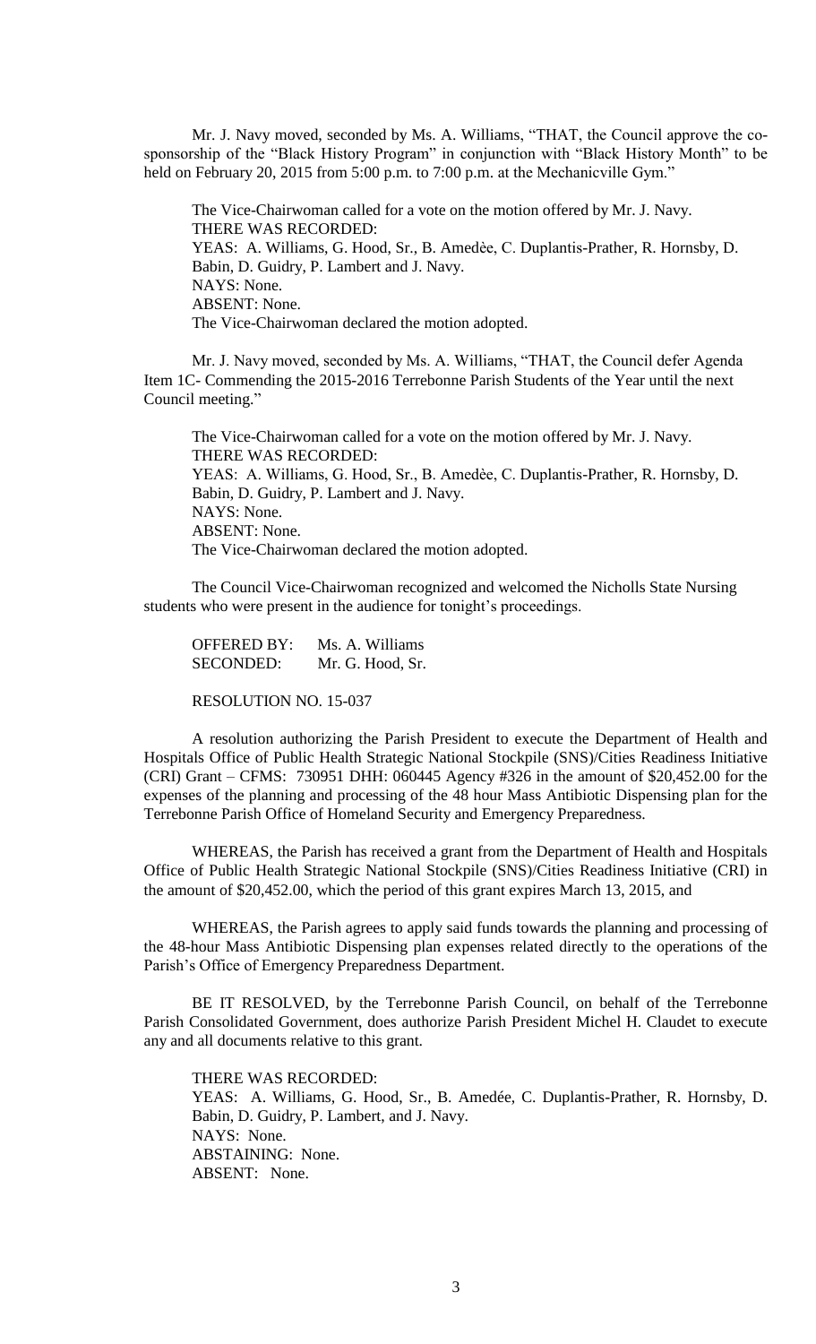Mr. J. Navy moved, seconded by Ms. A. Williams, "THAT, the Council approve the co-sponsorship of the "Black History Program" in conjunction with "Black History Month" to be held on February 20, 2015 from 5:00 p.m. to 7:00 p.m. at the Mechanicville Gym."

The Vice-Chairwoman called for a vote on the motion offered by Mr. J. Navy.
THERE WAS RECORDED:
YEAS: A. Williams, G. Hood, Sr., B. Amedèe, C. Duplantis-Prather, R. Hornsby, D. Babin, D. Guidry, P. Lambert and J. Navy.
NAYS: None.
ABSENT: None.
The Vice-Chairwoman declared the motion adopted.

Mr. J. Navy moved, seconded by Ms. A. Williams, "THAT, the Council defer Agenda Item 1C- Commending the 2015-2016 Terrebonne Parish Students of the Year until the next Council meeting."

The Vice-Chairwoman called for a vote on the motion offered by Mr. J. Navy.
THERE WAS RECORDED:
YEAS: A. Williams, G. Hood, Sr., B. Amedèe, C. Duplantis-Prather, R. Hornsby, D. Babin, D. Guidry, P. Lambert and J. Navy.
NAYS: None.
ABSENT: None.
The Vice-Chairwoman declared the motion adopted.

The Council Vice-Chairwoman recognized and welcomed the Nicholls State Nursing students who were present in the audience for tonight's proceedings.

OFFERED BY: Ms. A. Williams
SECONDED: Mr. G. Hood, Sr.

RESOLUTION NO. 15-037

A resolution authorizing the Parish President to execute the Department of Health and Hospitals Office of Public Health Strategic National Stockpile (SNS)/Cities Readiness Initiative (CRI) Grant – CFMS: 730951 DHH: 060445 Agency #326 in the amount of $20,452.00 for the expenses of the planning and processing of the 48 hour Mass Antibiotic Dispensing plan for the Terrebonne Parish Office of Homeland Security and Emergency Preparedness.

WHEREAS, the Parish has received a grant from the Department of Health and Hospitals Office of Public Health Strategic National Stockpile (SNS)/Cities Readiness Initiative (CRI) in the amount of $20,452.00, which the period of this grant expires March 13, 2015, and

WHEREAS, the Parish agrees to apply said funds towards the planning and processing of the 48-hour Mass Antibiotic Dispensing plan expenses related directly to the operations of the Parish's Office of Emergency Preparedness Department.

BE IT RESOLVED, by the Terrebonne Parish Council, on behalf of the Terrebonne Parish Consolidated Government, does authorize Parish President Michel H. Claudet to execute any and all documents relative to this grant.

THERE WAS RECORDED:
YEAS: A. Williams, G. Hood, Sr., B. Amedée, C. Duplantis-Prather, R. Hornsby, D. Babin, D. Guidry, P. Lambert, and J. Navy.
NAYS: None.
ABSTAINING: None.
ABSENT: None.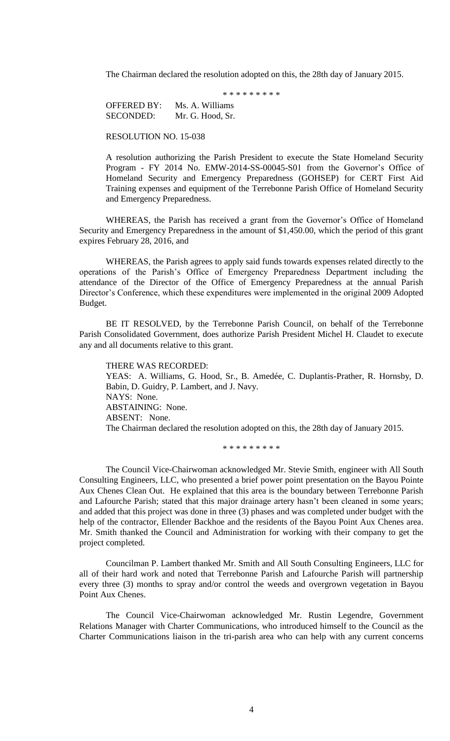The Chairman declared the resolution adopted on this, the 28th day of January 2015.

\* \* \* \* \* \* \* \* \*

OFFERED BY: Ms. A. Williams
SECONDED: Mr. G. Hood, Sr.

RESOLUTION NO. 15-038

A resolution authorizing the Parish President to execute the State Homeland Security Program - FY 2014 No. EMW-2014-SS-00045-S01 from the Governor's Office of Homeland Security and Emergency Preparedness (GOHSEP) for CERT First Aid Training expenses and equipment of the Terrebonne Parish Office of Homeland Security and Emergency Preparedness.

WHEREAS, the Parish has received a grant from the Governor's Office of Homeland Security and Emergency Preparedness in the amount of $1,450.00, which the period of this grant expires February 28, 2016, and

WHEREAS, the Parish agrees to apply said funds towards expenses related directly to the operations of the Parish's Office of Emergency Preparedness Department including the attendance of the Director of the Office of Emergency Preparedness at the annual Parish Director's Conference, which these expenditures were implemented in the original 2009 Adopted Budget.

BE IT RESOLVED, by the Terrebonne Parish Council, on behalf of the Terrebonne Parish Consolidated Government, does authorize Parish President Michel H. Claudet to execute any and all documents relative to this grant.

THERE WAS RECORDED:
YEAS: A. Williams, G. Hood, Sr., B. Amedée, C. Duplantis-Prather, R. Hornsby, D. Babin, D. Guidry, P. Lambert, and J. Navy.
NAYS: None.
ABSTAINING: None.
ABSENT: None.
The Chairman declared the resolution adopted on this, the 28th day of January 2015.

\* \* \* \* \* \* \* \* \*

The Council Vice-Chairwoman acknowledged Mr. Stevie Smith, engineer with All South Consulting Engineers, LLC, who presented a brief power point presentation on the Bayou Pointe Aux Chenes Clean Out. He explained that this area is the boundary between Terrebonne Parish and Lafourche Parish; stated that this major drainage artery hasn't been cleaned in some years; and added that this project was done in three (3) phases and was completed under budget with the help of the contractor, Ellender Backhoe and the residents of the Bayou Point Aux Chenes area. Mr. Smith thanked the Council and Administration for working with their company to get the project completed.

Councilman P. Lambert thanked Mr. Smith and All South Consulting Engineers, LLC for all of their hard work and noted that Terrebonne Parish and Lafourche Parish will partnership every three (3) months to spray and/or control the weeds and overgrown vegetation in Bayou Point Aux Chenes.

The Council Vice-Chairwoman acknowledged Mr. Rustin Legendre, Government Relations Manager with Charter Communications, who introduced himself to the Council as the Charter Communications liaison in the tri-parish area who can help with any current concerns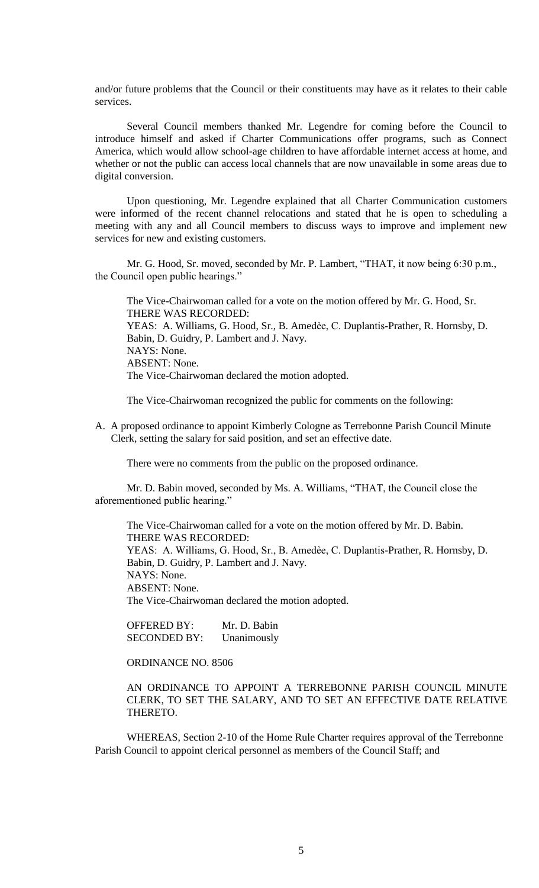and/or future problems that the Council or their constituents may have as it relates to their cable services.

Several Council members thanked Mr. Legendre for coming before the Council to introduce himself and asked if Charter Communications offer programs, such as Connect America, which would allow school-age children to have affordable internet access at home, and whether or not the public can access local channels that are now unavailable in some areas due to digital conversion.

Upon questioning, Mr. Legendre explained that all Charter Communication customers were informed of the recent channel relocations and stated that he is open to scheduling a meeting with any and all Council members to discuss ways to improve and implement new services for new and existing customers.

Mr. G. Hood, Sr. moved, seconded by Mr. P. Lambert, "THAT, it now being 6:30 p.m., the Council open public hearings."

The Vice-Chairwoman called for a vote on the motion offered by Mr. G. Hood, Sr.
THERE WAS RECORDED:
YEAS: A. Williams, G. Hood, Sr., B. Amedèe, C. Duplantis-Prather, R. Hornsby, D. Babin, D. Guidry, P. Lambert and J. Navy.
NAYS: None.
ABSENT: None.
The Vice-Chairwoman declared the motion adopted.

The Vice-Chairwoman recognized the public for comments on the following:

A. A proposed ordinance to appoint Kimberly Cologne as Terrebonne Parish Council Minute Clerk, setting the salary for said position, and set an effective date.

There were no comments from the public on the proposed ordinance.

Mr. D. Babin moved, seconded by Ms. A. Williams, "THAT, the Council close the aforementioned public hearing."

The Vice-Chairwoman called for a vote on the motion offered by Mr. D. Babin.
THERE WAS RECORDED:
YEAS: A. Williams, G. Hood, Sr., B. Amedèe, C. Duplantis-Prather, R. Hornsby, D. Babin, D. Guidry, P. Lambert and J. Navy.
NAYS: None.
ABSENT: None.
The Vice-Chairwoman declared the motion adopted.

OFFERED BY: Mr. D. Babin
SECONDED BY: Unanimously

ORDINANCE NO. 8506

AN ORDINANCE TO APPOINT A TERREBONNE PARISH COUNCIL MINUTE CLERK, TO SET THE SALARY, AND TO SET AN EFFECTIVE DATE RELATIVE THERETO.

WHEREAS, Section 2-10 of the Home Rule Charter requires approval of the Terrebonne Parish Council to appoint clerical personnel as members of the Council Staff; and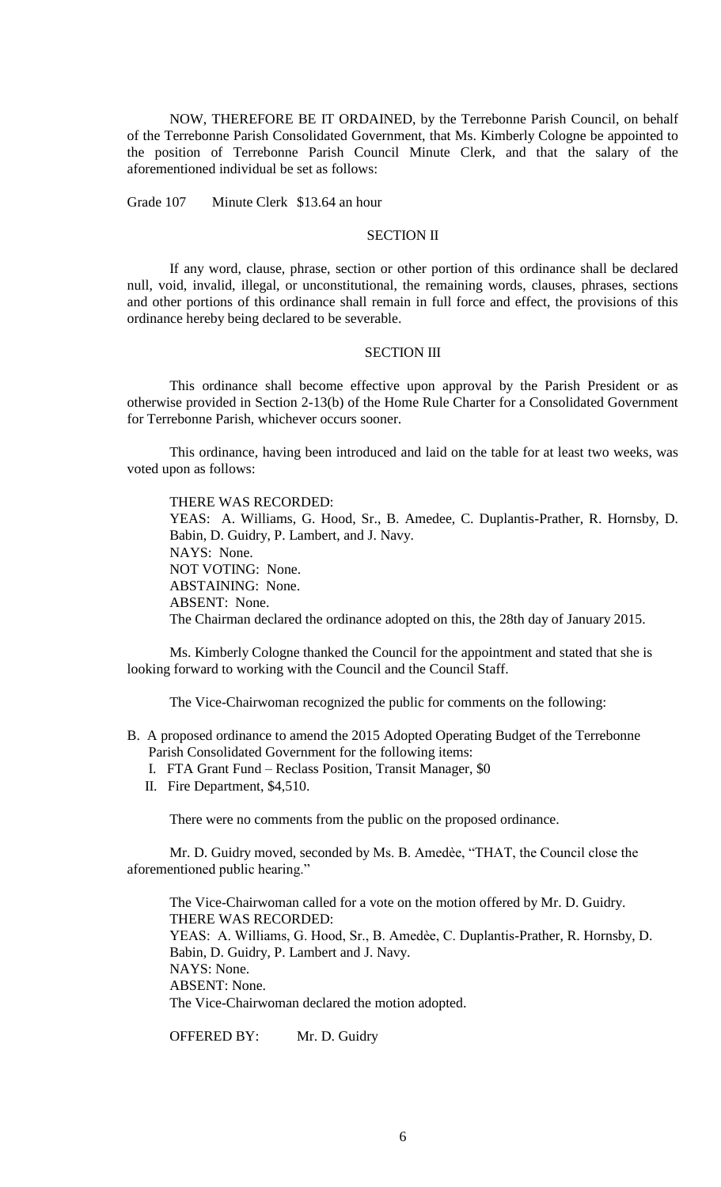NOW, THEREFORE BE IT ORDAINED, by the Terrebonne Parish Council, on behalf of the Terrebonne Parish Consolidated Government, that Ms. Kimberly Cologne be appointed to the position of Terrebonne Parish Council Minute Clerk, and that the salary of the aforementioned individual be set as follows:

Grade 107 Minute Clerk $13.64 an hour

SECTION II

If any word, clause, phrase, section or other portion of this ordinance shall be declared null, void, invalid, illegal, or unconstitutional, the remaining words, clauses, phrases, sections and other portions of this ordinance shall remain in full force and effect, the provisions of this ordinance hereby being declared to be severable.

SECTION III

This ordinance shall become effective upon approval by the Parish President or as otherwise provided in Section 2-13(b) of the Home Rule Charter for a Consolidated Government for Terrebonne Parish, whichever occurs sooner.

This ordinance, having been introduced and laid on the table for at least two weeks, was voted upon as follows:

THERE WAS RECORDED:
YEAS: A. Williams, G. Hood, Sr., B. Amedee, C. Duplantis-Prather, R. Hornsby, D. Babin, D. Guidry, P. Lambert, and J. Navy.
NAYS: None.
NOT VOTING: None.
ABSTAINING: None.
ABSENT: None.
The Chairman declared the ordinance adopted on this, the 28th day of January 2015.

Ms. Kimberly Cologne thanked the Council for the appointment and stated that she is looking forward to working with the Council and the Council Staff.

The Vice-Chairwoman recognized the public for comments on the following:

B. A proposed ordinance to amend the 2015 Adopted Operating Budget of the Terrebonne Parish Consolidated Government for the following items:
   I. FTA Grant Fund – Reclass Position, Transit Manager, $0
   II. Fire Department, $4,510.

There were no comments from the public on the proposed ordinance.

Mr. D. Guidry moved, seconded by Ms. B. Amedèe, "THAT, the Council close the aforementioned public hearing."

The Vice-Chairwoman called for a vote on the motion offered by Mr. D. Guidry.
THERE WAS RECORDED:
YEAS: A. Williams, G. Hood, Sr., B. Amedèe, C. Duplantis-Prather, R. Hornsby, D. Babin, D. Guidry, P. Lambert and J. Navy.
NAYS: None.
ABSENT: None.
The Vice-Chairwoman declared the motion adopted.

OFFERED BY: Mr. D. Guidry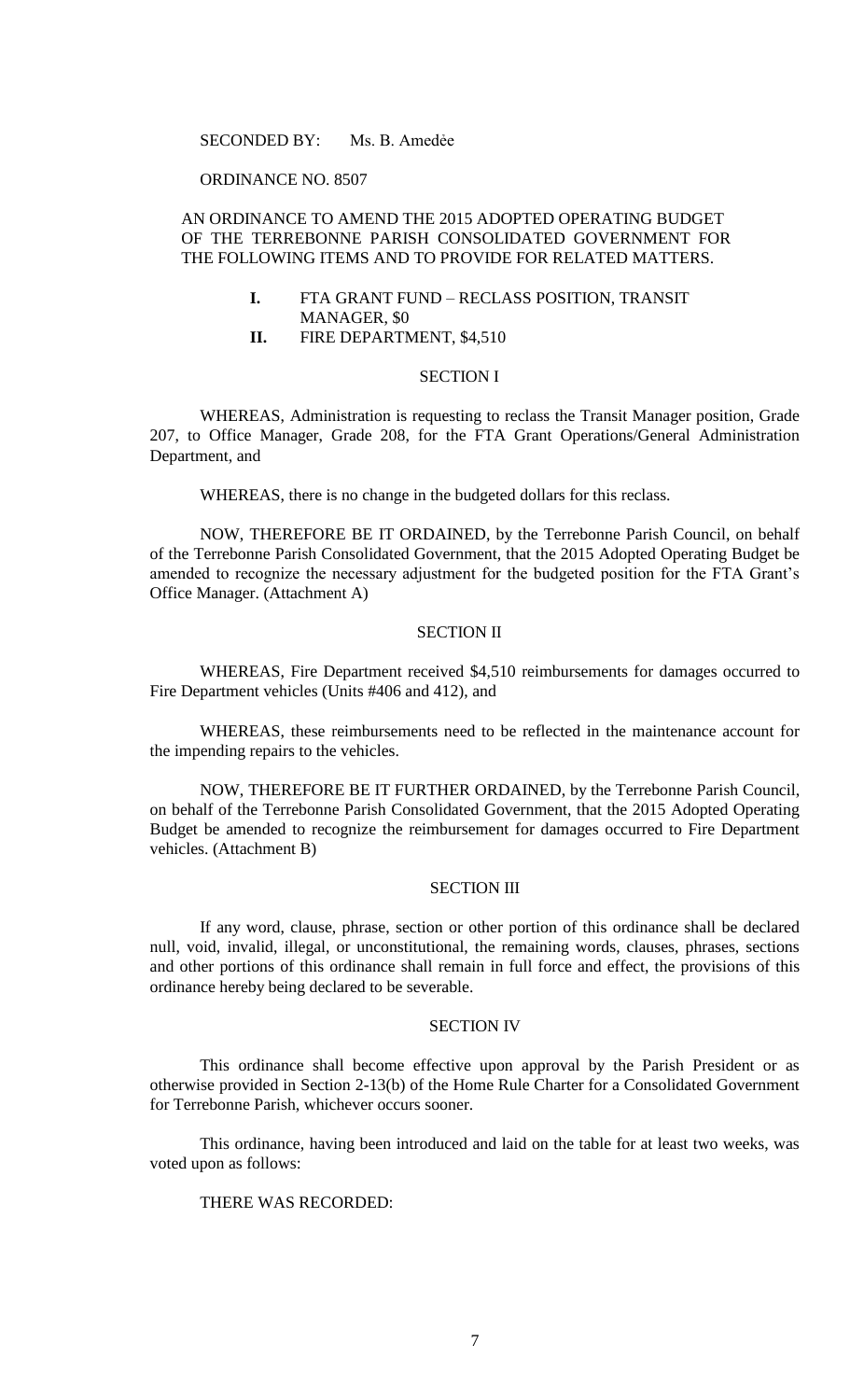SECONDED BY: Ms. B. Amedée

ORDINANCE NO. 8507

AN ORDINANCE TO AMEND THE 2015 ADOPTED OPERATING BUDGET OF THE TERREBONNE PARISH CONSOLIDATED GOVERNMENT FOR THE FOLLOWING ITEMS AND TO PROVIDE FOR RELATED MATTERS.

**I.** FTA GRANT FUND – RECLASS POSITION, TRANSIT MANAGER, $0

**II.** FIRE DEPARTMENT, $4,510

SECTION I

WHEREAS, Administration is requesting to reclass the Transit Manager position, Grade 207, to Office Manager, Grade 208, for the FTA Grant Operations/General Administration Department, and

WHEREAS, there is no change in the budgeted dollars for this reclass.

NOW, THEREFORE BE IT ORDAINED, by the Terrebonne Parish Council, on behalf of the Terrebonne Parish Consolidated Government, that the 2015 Adopted Operating Budget be amended to recognize the necessary adjustment for the budgeted position for the FTA Grant's Office Manager. (Attachment A)

SECTION II

WHEREAS, Fire Department received $4,510 reimbursements for damages occurred to Fire Department vehicles (Units #406 and 412), and

WHEREAS, these reimbursements need to be reflected in the maintenance account for the impending repairs to the vehicles.

NOW, THEREFORE BE IT FURTHER ORDAINED, by the Terrebonne Parish Council, on behalf of the Terrebonne Parish Consolidated Government, that the 2015 Adopted Operating Budget be amended to recognize the reimbursement for damages occurred to Fire Department vehicles. (Attachment B)

SECTION III

If any word, clause, phrase, section or other portion of this ordinance shall be declared null, void, invalid, illegal, or unconstitutional, the remaining words, clauses, phrases, sections and other portions of this ordinance shall remain in full force and effect, the provisions of this ordinance hereby being declared to be severable.

SECTION IV

This ordinance shall become effective upon approval by the Parish President or as otherwise provided in Section 2-13(b) of the Home Rule Charter for a Consolidated Government for Terrebonne Parish, whichever occurs sooner.

This ordinance, having been introduced and laid on the table for at least two weeks, was voted upon as follows:

THERE WAS RECORDED: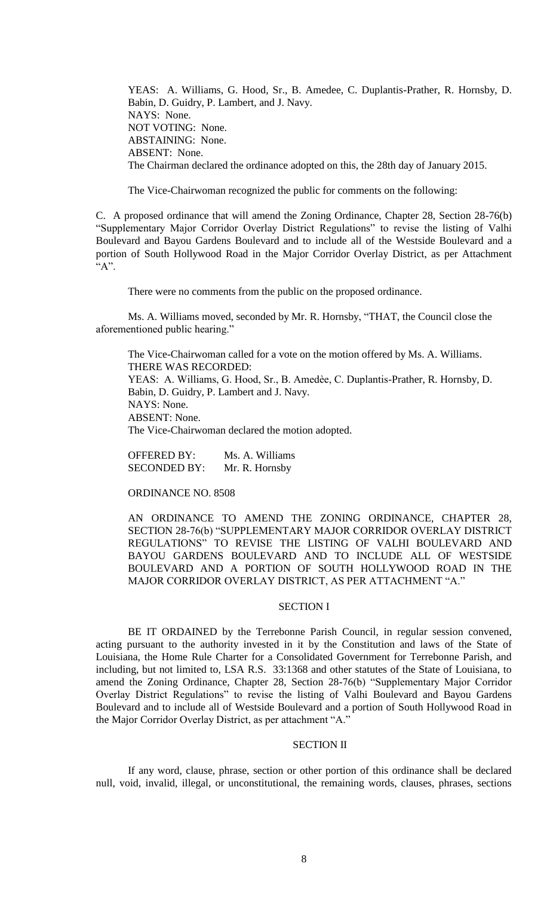YEAS: A. Williams, G. Hood, Sr., B. Amedee, C. Duplantis-Prather, R. Hornsby, D. Babin, D. Guidry, P. Lambert, and J. Navy.
NAYS: None.
NOT VOTING: None.
ABSTAINING: None.
ABSENT: None.
The Chairman declared the ordinance adopted on this, the 28th day of January 2015.

The Vice-Chairwoman recognized the public for comments on the following:

C. A proposed ordinance that will amend the Zoning Ordinance, Chapter 28, Section 28-76(b) "Supplementary Major Corridor Overlay District Regulations" to revise the listing of Valhi Boulevard and Bayou Gardens Boulevard and to include all of the Westside Boulevard and a portion of South Hollywood Road in the Major Corridor Overlay District, as per Attachment "A".

There were no comments from the public on the proposed ordinance.

Ms. A. Williams moved, seconded by Mr. R. Hornsby, "THAT, the Council close the aforementioned public hearing."

The Vice-Chairwoman called for a vote on the motion offered by Ms. A. Williams.
THERE WAS RECORDED:
YEAS: A. Williams, G. Hood, Sr., B. Amedèe, C. Duplantis-Prather, R. Hornsby, D. Babin, D. Guidry, P. Lambert and J. Navy.
NAYS: None.
ABSENT: None.
The Vice-Chairwoman declared the motion adopted.

OFFERED BY: Ms. A. Williams
SECONDED BY: Mr. R. Hornsby

ORDINANCE NO. 8508

AN ORDINANCE TO AMEND THE ZONING ORDINANCE, CHAPTER 28, SECTION 28-76(b) "SUPPLEMENTARY MAJOR CORRIDOR OVERLAY DISTRICT REGULATIONS" TO REVISE THE LISTING OF VALHI BOULEVARD AND BAYOU GARDENS BOULEVARD AND TO INCLUDE ALL OF WESTSIDE BOULEVARD AND A PORTION OF SOUTH HOLLYWOOD ROAD IN THE MAJOR CORRIDOR OVERLAY DISTRICT, AS PER ATTACHMENT "A."

## SECTION I

BE IT ORDAINED by the Terrebonne Parish Council, in regular session convened, acting pursuant to the authority invested in it by the Constitution and laws of the State of Louisiana, the Home Rule Charter for a Consolidated Government for Terrebonne Parish, and including, but not limited to, LSA R.S. 33:1368 and other statutes of the State of Louisiana, to amend the Zoning Ordinance, Chapter 28, Section 28-76(b) "Supplementary Major Corridor Overlay District Regulations" to revise the listing of Valhi Boulevard and Bayou Gardens Boulevard and to include all of Westside Boulevard and a portion of South Hollywood Road in the Major Corridor Overlay District, as per attachment "A."

## SECTION II

If any word, clause, phrase, section or other portion of this ordinance shall be declared null, void, invalid, illegal, or unconstitutional, the remaining words, clauses, phrases, sections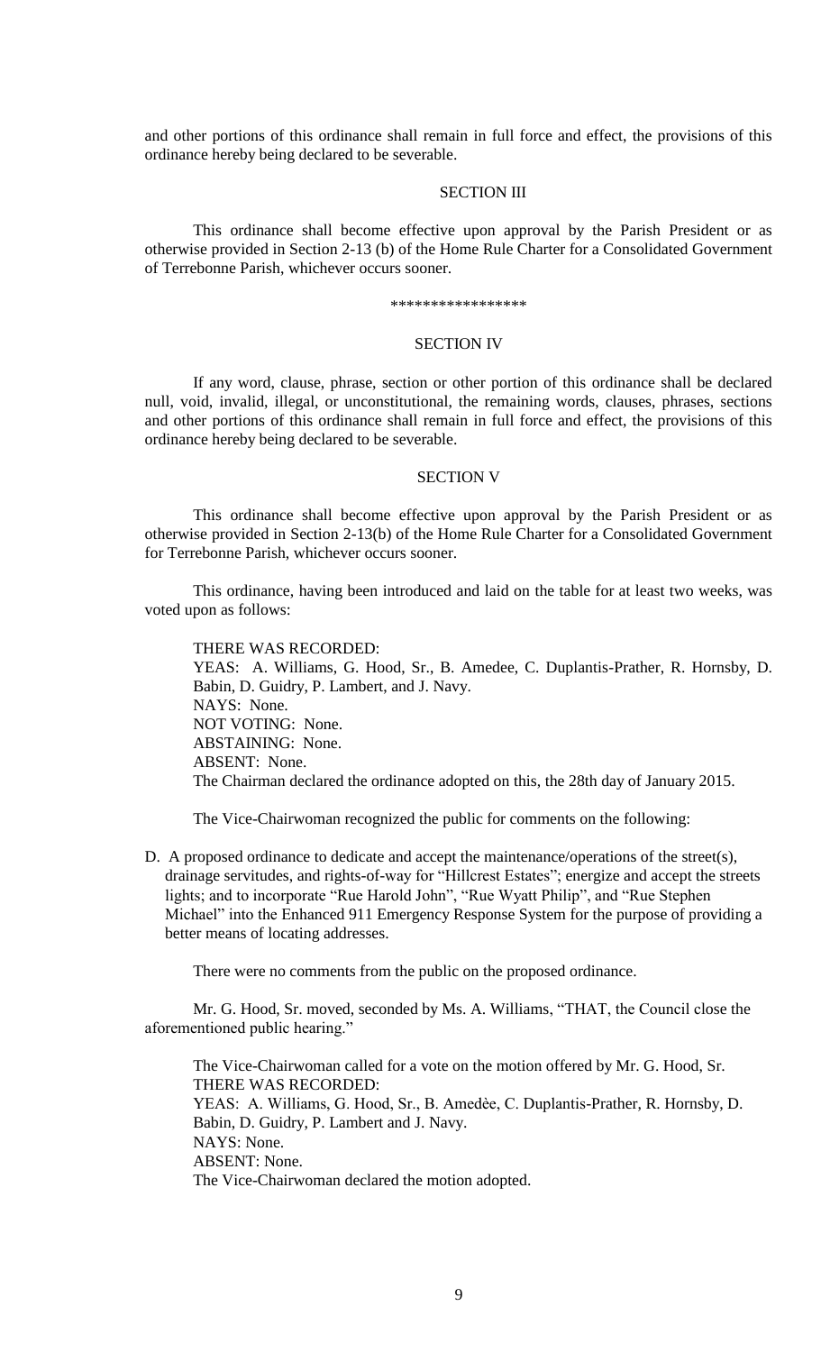and other portions of this ordinance shall remain in full force and effect, the provisions of this ordinance hereby being declared to be severable.

SECTION III

This ordinance shall become effective upon approval by the Parish President or as otherwise provided in Section 2-13 (b) of the Home Rule Charter for a Consolidated Government of Terrebonne Parish, whichever occurs sooner.

\*\*\*\*\*\*\*\*\*\*\*\*\*\*\*\*\*

SECTION IV

If any word, clause, phrase, section or other portion of this ordinance shall be declared null, void, invalid, illegal, or unconstitutional, the remaining words, clauses, phrases, sections and other portions of this ordinance shall remain in full force and effect, the provisions of this ordinance hereby being declared to be severable.

SECTION V

This ordinance shall become effective upon approval by the Parish President or as otherwise provided in Section 2-13(b) of the Home Rule Charter for a Consolidated Government for Terrebonne Parish, whichever occurs sooner.

This ordinance, having been introduced and laid on the table for at least two weeks, was voted upon as follows:

THERE WAS RECORDED:
YEAS: A. Williams, G. Hood, Sr., B. Amedee, C. Duplantis-Prather, R. Hornsby, D. Babin, D. Guidry, P. Lambert, and J. Navy.
NAYS: None.
NOT VOTING: None.
ABSTAINING: None.
ABSENT: None.
The Chairman declared the ordinance adopted on this, the 28th day of January 2015.

The Vice-Chairwoman recognized the public for comments on the following:

D. A proposed ordinance to dedicate and accept the maintenance/operations of the street(s), drainage servitudes, and rights-of-way for "Hillcrest Estates"; energize and accept the streets lights; and to incorporate "Rue Harold John", "Rue Wyatt Philip", and "Rue Stephen Michael" into the Enhanced 911 Emergency Response System for the purpose of providing a better means of locating addresses.

There were no comments from the public on the proposed ordinance.

Mr. G. Hood, Sr. moved, seconded by Ms. A. Williams, "THAT, the Council close the aforementioned public hearing."

The Vice-Chairwoman called for a vote on the motion offered by Mr. G. Hood, Sr.
THERE WAS RECORDED:
YEAS: A. Williams, G. Hood, Sr., B. Amedèe, C. Duplantis-Prather, R. Hornsby, D. Babin, D. Guidry, P. Lambert and J. Navy.
NAYS: None.
ABSENT: None.
The Vice-Chairwoman declared the motion adopted.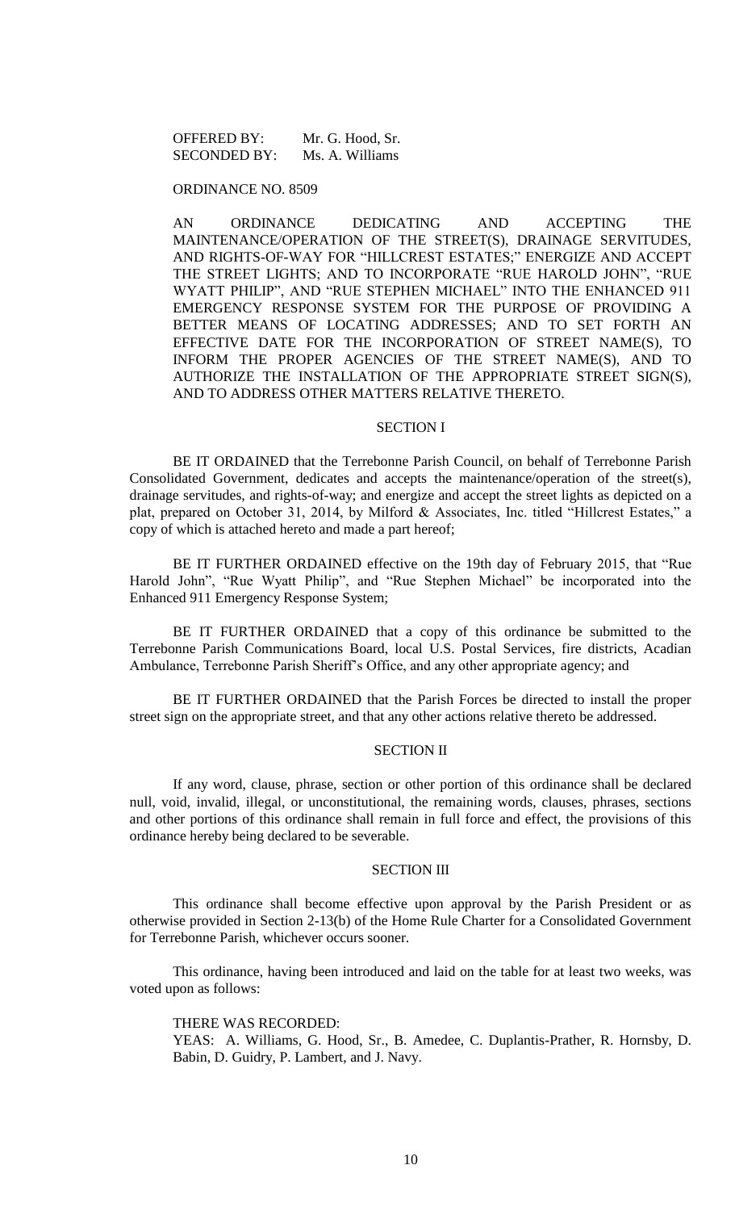OFFERED BY: Mr. G. Hood, Sr.
SECONDED BY: Ms. A. Williams

ORDINANCE NO. 8509

AN ORDINANCE DEDICATING AND ACCEPTING THE MAINTENANCE/OPERATION OF THE STREET(S), DRAINAGE SERVITUDES, AND RIGHTS-OF-WAY FOR "HILLCREST ESTATES;" ENERGIZE AND ACCEPT THE STREET LIGHTS; AND TO INCORPORATE "RUE HAROLD JOHN", "RUE WYATT PHILIP", AND "RUE STEPHEN MICHAEL" INTO THE ENHANCED 911 EMERGENCY RESPONSE SYSTEM FOR THE PURPOSE OF PROVIDING A BETTER MEANS OF LOCATING ADDRESSES; AND TO SET FORTH AN EFFECTIVE DATE FOR THE INCORPORATION OF STREET NAME(S), TO INFORM THE PROPER AGENCIES OF THE STREET NAME(S), AND TO AUTHORIZE THE INSTALLATION OF THE APPROPRIATE STREET SIGN(S), AND TO ADDRESS OTHER MATTERS RELATIVE THERETO.

## SECTION I

BE IT ORDAINED that the Terrebonne Parish Council, on behalf of Terrebonne Parish Consolidated Government, dedicates and accepts the maintenance/operation of the street(s), drainage servitudes, and rights-of-way; and energize and accept the street lights as depicted on a plat, prepared on October 31, 2014, by Milford & Associates, Inc. titled "Hillcrest Estates," a copy of which is attached hereto and made a part hereof;

BE IT FURTHER ORDAINED effective on the 19th day of February 2015, that "Rue Harold John", "Rue Wyatt Philip", and "Rue Stephen Michael" be incorporated into the Enhanced 911 Emergency Response System;

BE IT FURTHER ORDAINED that a copy of this ordinance be submitted to the Terrebonne Parish Communications Board, local U.S. Postal Services, fire districts, Acadian Ambulance, Terrebonne Parish Sheriff's Office, and any other appropriate agency; and

BE IT FURTHER ORDAINED that the Parish Forces be directed to install the proper street sign on the appropriate street, and that any other actions relative thereto be addressed.

## SECTION II

If any word, clause, phrase, section or other portion of this ordinance shall be declared null, void, invalid, illegal, or unconstitutional, the remaining words, clauses, phrases, sections and other portions of this ordinance shall remain in full force and effect, the provisions of this ordinance hereby being declared to be severable.

## SECTION III

This ordinance shall become effective upon approval by the Parish President or as otherwise provided in Section 2-13(b) of the Home Rule Charter for a Consolidated Government for Terrebonne Parish, whichever occurs sooner.

This ordinance, having been introduced and laid on the table for at least two weeks, was voted upon as follows:

THERE WAS RECORDED:
YEAS: A. Williams, G. Hood, Sr., B. Amedee, C. Duplantis-Prather, R. Hornsby, D. Babin, D. Guidry, P. Lambert, and J. Navy.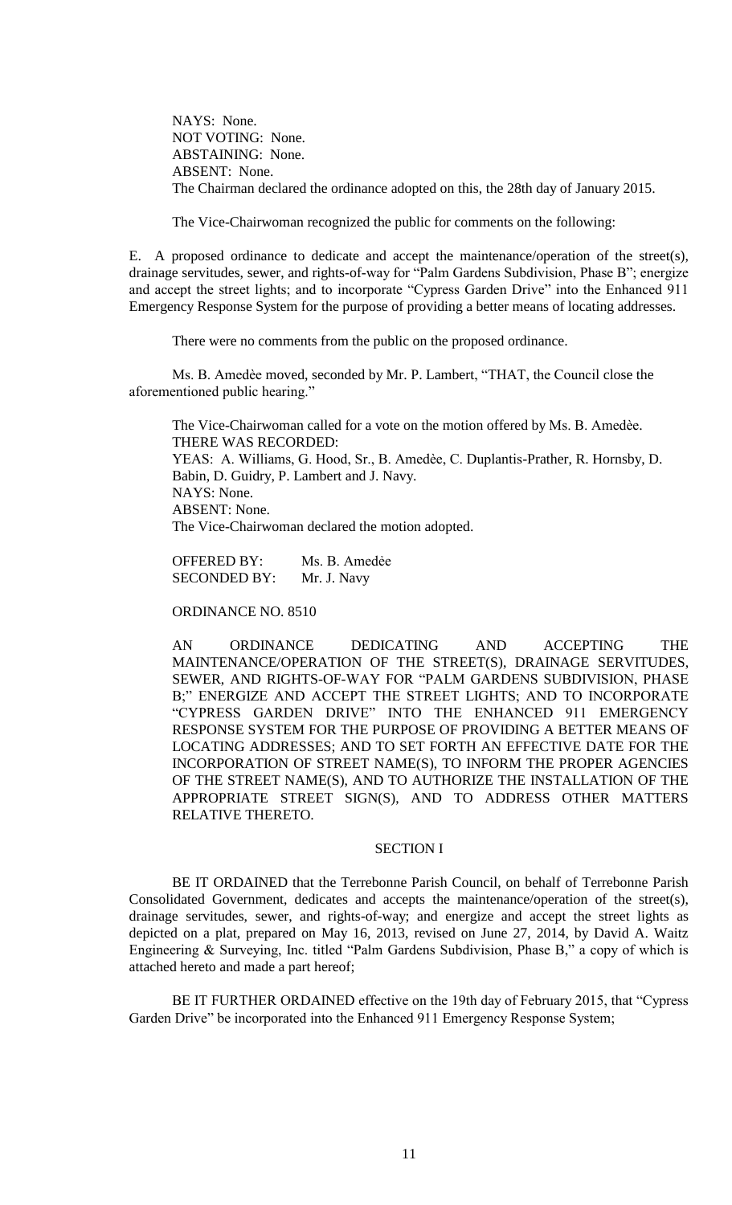NAYS: None.
NOT VOTING: None.
ABSTAINING: None.
ABSENT: None.
The Chairman declared the ordinance adopted on this, the 28th day of January 2015.

The Vice-Chairwoman recognized the public for comments on the following:

E. A proposed ordinance to dedicate and accept the maintenance/operation of the street(s), drainage servitudes, sewer, and rights-of-way for "Palm Gardens Subdivision, Phase B"; energize and accept the street lights; and to incorporate "Cypress Garden Drive" into the Enhanced 911 Emergency Response System for the purpose of providing a better means of locating addresses.

There were no comments from the public on the proposed ordinance.

Ms. B. Amedèe moved, seconded by Mr. P. Lambert, "THAT, the Council close the aforementioned public hearing."

The Vice-Chairwoman called for a vote on the motion offered by Ms. B. Amedèe.
THERE WAS RECORDED:
YEAS: A. Williams, G. Hood, Sr., B. Amedèe, C. Duplantis-Prather, R. Hornsby, D. Babin, D. Guidry, P. Lambert and J. Navy.
NAYS: None.
ABSENT: None.
The Vice-Chairwoman declared the motion adopted.

OFFERED BY: Ms. B. Amedėe
SECONDED BY: Mr. J. Navy

ORDINANCE NO. 8510

AN ORDINANCE DEDICATING AND ACCEPTING THE MAINTENANCE/OPERATION OF THE STREET(S), DRAINAGE SERVITUDES, SEWER, AND RIGHTS-OF-WAY FOR "PALM GARDENS SUBDIVISION, PHASE B;" ENERGIZE AND ACCEPT THE STREET LIGHTS; AND TO INCORPORATE "CYPRESS GARDEN DRIVE" INTO THE ENHANCED 911 EMERGENCY RESPONSE SYSTEM FOR THE PURPOSE OF PROVIDING A BETTER MEANS OF LOCATING ADDRESSES; AND TO SET FORTH AN EFFECTIVE DATE FOR THE INCORPORATION OF STREET NAME(S), TO INFORM THE PROPER AGENCIES OF THE STREET NAME(S), AND TO AUTHORIZE THE INSTALLATION OF THE APPROPRIATE STREET SIGN(S), AND TO ADDRESS OTHER MATTERS RELATIVE THERETO.

SECTION I

BE IT ORDAINED that the Terrebonne Parish Council, on behalf of Terrebonne Parish Consolidated Government, dedicates and accepts the maintenance/operation of the street(s), drainage servitudes, sewer, and rights-of-way; and energize and accept the street lights as depicted on a plat, prepared on May 16, 2013, revised on June 27, 2014, by David A. Waitz Engineering & Surveying, Inc. titled "Palm Gardens Subdivision, Phase B," a copy of which is attached hereto and made a part hereof;

BE IT FURTHER ORDAINED effective on the 19th day of February 2015, that "Cypress Garden Drive" be incorporated into the Enhanced 911 Emergency Response System;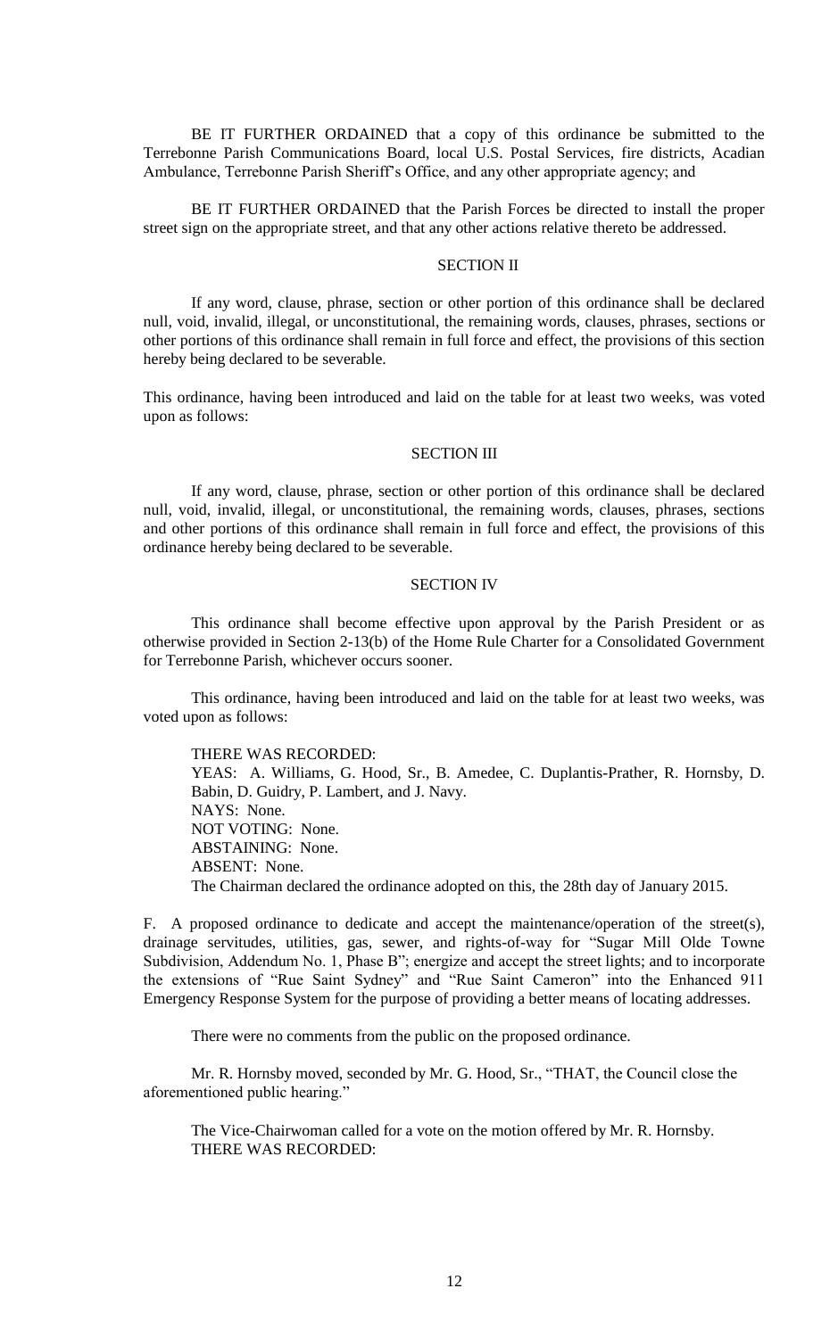BE IT FURTHER ORDAINED that a copy of this ordinance be submitted to the Terrebonne Parish Communications Board, local U.S. Postal Services, fire districts, Acadian Ambulance, Terrebonne Parish Sheriff's Office, and any other appropriate agency; and

BE IT FURTHER ORDAINED that the Parish Forces be directed to install the proper street sign on the appropriate street, and that any other actions relative thereto be addressed.

SECTION II

If any word, clause, phrase, section or other portion of this ordinance shall be declared null, void, invalid, illegal, or unconstitutional, the remaining words, clauses, phrases, sections or other portions of this ordinance shall remain in full force and effect, the provisions of this section hereby being declared to be severable.

This ordinance, having been introduced and laid on the table for at least two weeks, was voted upon as follows:

SECTION III

If any word, clause, phrase, section or other portion of this ordinance shall be declared null, void, invalid, illegal, or unconstitutional, the remaining words, clauses, phrases, sections and other portions of this ordinance shall remain in full force and effect, the provisions of this ordinance hereby being declared to be severable.

SECTION IV

This ordinance shall become effective upon approval by the Parish President or as otherwise provided in Section 2-13(b) of the Home Rule Charter for a Consolidated Government for Terrebonne Parish, whichever occurs sooner.

This ordinance, having been introduced and laid on the table for at least two weeks, was voted upon as follows:

THERE WAS RECORDED:
YEAS: A. Williams, G. Hood, Sr., B. Amedee, C. Duplantis-Prather, R. Hornsby, D. Babin, D. Guidry, P. Lambert, and J. Navy.
NAYS: None.
NOT VOTING: None.
ABSTAINING: None.
ABSENT: None.
The Chairman declared the ordinance adopted on this, the 28th day of January 2015.

F. A proposed ordinance to dedicate and accept the maintenance/operation of the street(s), drainage servitudes, utilities, gas, sewer, and rights-of-way for "Sugar Mill Olde Towne Subdivision, Addendum No. 1, Phase B"; energize and accept the street lights; and to incorporate the extensions of "Rue Saint Sydney" and "Rue Saint Cameron" into the Enhanced 911 Emergency Response System for the purpose of providing a better means of locating addresses.

There were no comments from the public on the proposed ordinance.

Mr. R. Hornsby moved, seconded by Mr. G. Hood, Sr., "THAT, the Council close the aforementioned public hearing."

The Vice-Chairwoman called for a vote on the motion offered by Mr. R. Hornsby.
THERE WAS RECORDED: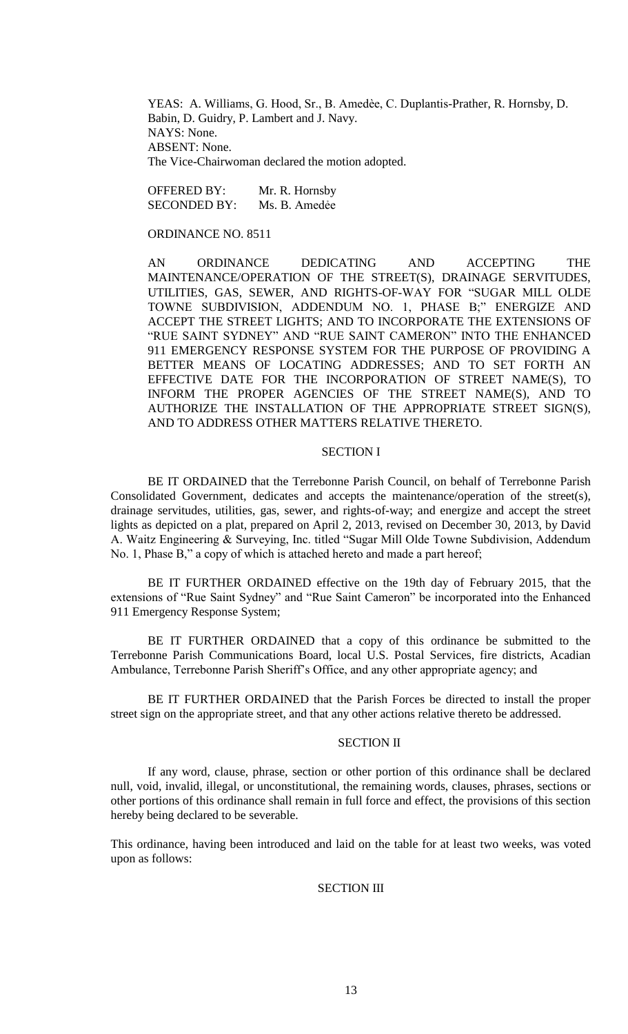YEAS: A. Williams, G. Hood, Sr., B. Amedèe, C. Duplantis-Prather, R. Hornsby, D. Babin, D. Guidry, P. Lambert and J. Navy.
NAYS: None.
ABSENT: None.
The Vice-Chairwoman declared the motion adopted.

OFFERED BY: Mr. R. Hornsby
SECONDED BY: Ms. B. Amedèe

ORDINANCE NO. 8511

AN ORDINANCE DEDICATING AND ACCEPTING THE MAINTENANCE/OPERATION OF THE STREET(S), DRAINAGE SERVITUDES, UTILITIES, GAS, SEWER, AND RIGHTS-OF-WAY FOR "SUGAR MILL OLDE TOWNE SUBDIVISION, ADDENDUM NO. 1, PHASE B;" ENERGIZE AND ACCEPT THE STREET LIGHTS; AND TO INCORPORATE THE EXTENSIONS OF "RUE SAINT SYDNEY" AND "RUE SAINT CAMERON" INTO THE ENHANCED 911 EMERGENCY RESPONSE SYSTEM FOR THE PURPOSE OF PROVIDING A BETTER MEANS OF LOCATING ADDRESSES; AND TO SET FORTH AN EFFECTIVE DATE FOR THE INCORPORATION OF STREET NAME(S), TO INFORM THE PROPER AGENCIES OF THE STREET NAME(S), AND TO AUTHORIZE THE INSTALLATION OF THE APPROPRIATE STREET SIGN(S), AND TO ADDRESS OTHER MATTERS RELATIVE THERETO.

SECTION I

BE IT ORDAINED that the Terrebonne Parish Council, on behalf of Terrebonne Parish Consolidated Government, dedicates and accepts the maintenance/operation of the street(s), drainage servitudes, utilities, gas, sewer, and rights-of-way; and energize and accept the street lights as depicted on a plat, prepared on April 2, 2013, revised on December 30, 2013, by David A. Waitz Engineering & Surveying, Inc. titled "Sugar Mill Olde Towne Subdivision, Addendum No. 1, Phase B," a copy of which is attached hereto and made a part hereof;

BE IT FURTHER ORDAINED effective on the 19th day of February 2015, that the extensions of "Rue Saint Sydney" and "Rue Saint Cameron" be incorporated into the Enhanced 911 Emergency Response System;

BE IT FURTHER ORDAINED that a copy of this ordinance be submitted to the Terrebonne Parish Communications Board, local U.S. Postal Services, fire districts, Acadian Ambulance, Terrebonne Parish Sheriff's Office, and any other appropriate agency; and

BE IT FURTHER ORDAINED that the Parish Forces be directed to install the proper street sign on the appropriate street, and that any other actions relative thereto be addressed.

SECTION II

If any word, clause, phrase, section or other portion of this ordinance shall be declared null, void, invalid, illegal, or unconstitutional, the remaining words, clauses, phrases, sections or other portions of this ordinance shall remain in full force and effect, the provisions of this section hereby being declared to be severable.

This ordinance, having been introduced and laid on the table for at least two weeks, was voted upon as follows:

SECTION III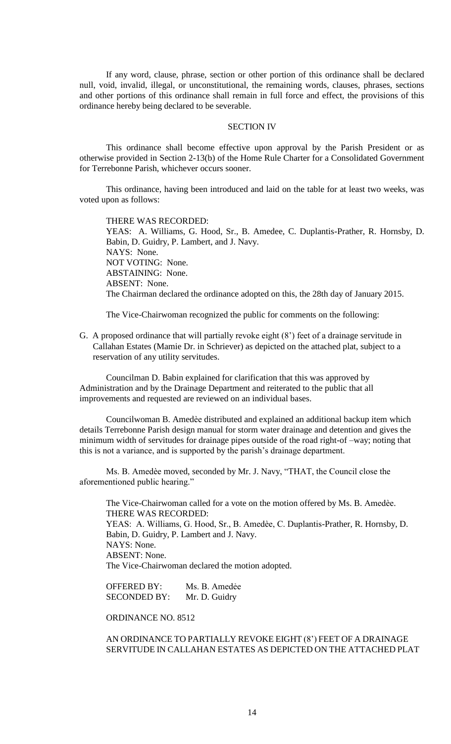If any word, clause, phrase, section or other portion of this ordinance shall be declared null, void, invalid, illegal, or unconstitutional, the remaining words, clauses, phrases, sections and other portions of this ordinance shall remain in full force and effect, the provisions of this ordinance hereby being declared to be severable.

SECTION IV

This ordinance shall become effective upon approval by the Parish President or as otherwise provided in Section 2-13(b) of the Home Rule Charter for a Consolidated Government for Terrebonne Parish, whichever occurs sooner.

This ordinance, having been introduced and laid on the table for at least two weeks, was voted upon as follows:

THERE WAS RECORDED:
YEAS: A. Williams, G. Hood, Sr., B. Amedee, C. Duplantis-Prather, R. Hornsby, D. Babin, D. Guidry, P. Lambert, and J. Navy.
NAYS: None.
NOT VOTING: None.
ABSTAINING: None.
ABSENT: None.
The Chairman declared the ordinance adopted on this, the 28th day of January 2015.

The Vice-Chairwoman recognized the public for comments on the following:

G. A proposed ordinance that will partially revoke eight (8') feet of a drainage servitude in Callahan Estates (Mamie Dr. in Schriever) as depicted on the attached plat, subject to a reservation of any utility servitudes.

Councilman D. Babin explained for clarification that this was approved by Administration and by the Drainage Department and reiterated to the public that all improvements and requested are reviewed on an individual bases.

Councilwoman B. Amedèe distributed and explained an additional backup item which details Terrebonne Parish design manual for storm water drainage and detention and gives the minimum width of servitudes for drainage pipes outside of the road right-of –way; noting that this is not a variance, and is supported by the parish's drainage department.

Ms. B. Amedèe moved, seconded by Mr. J. Navy, "THAT, the Council close the aforementioned public hearing."

The Vice-Chairwoman called for a vote on the motion offered by Ms. B. Amedèe.
THERE WAS RECORDED:
YEAS: A. Williams, G. Hood, Sr., B. Amedèe, C. Duplantis-Prather, R. Hornsby, D. Babin, D. Guidry, P. Lambert and J. Navy.
NAYS: None.
ABSENT: None.
The Vice-Chairwoman declared the motion adopted.

OFFERED BY: Ms. B. Amedèe
SECONDED BY: Mr. D. Guidry

ORDINANCE NO. 8512

AN ORDINANCE TO PARTIALLY REVOKE EIGHT (8') FEET OF A DRAINAGE SERVITUDE IN CALLAHAN ESTATES AS DEPICTED ON THE ATTACHED PLAT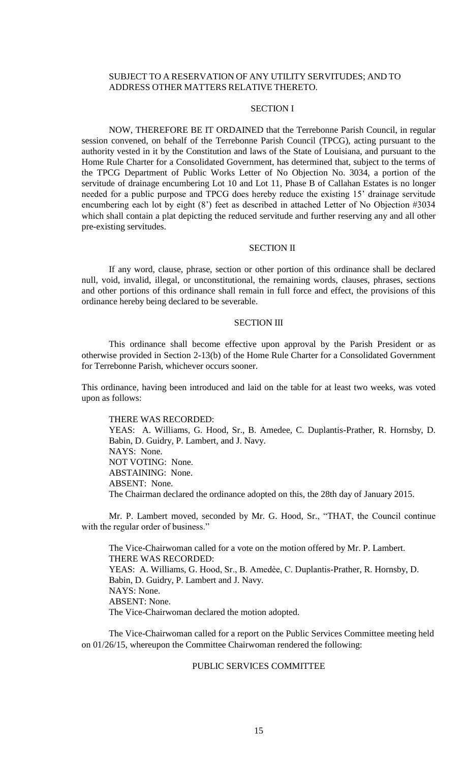SUBJECT TO A RESERVATION OF ANY UTILITY SERVITUDES; AND TO ADDRESS OTHER MATTERS RELATIVE THERETO.

SECTION I

NOW, THEREFORE BE IT ORDAINED that the Terrebonne Parish Council, in regular session convened, on behalf of the Terrebonne Parish Council (TPCG), acting pursuant to the authority vested in it by the Constitution and laws of the State of Louisiana, and pursuant to the Home Rule Charter for a Consolidated Government, has determined that, subject to the terms of the TPCG Department of Public Works Letter of No Objection No. 3034, a portion of the servitude of drainage encumbering Lot 10 and Lot 11, Phase B of Callahan Estates is no longer needed for a public purpose and TPCG does hereby reduce the existing 15' drainage servitude encumbering each lot by eight (8') feet as described in attached Letter of No Objection #3034 which shall contain a plat depicting the reduced servitude and further reserving any and all other pre-existing servitudes.

SECTION II

If any word, clause, phrase, section or other portion of this ordinance shall be declared null, void, invalid, illegal, or unconstitutional, the remaining words, clauses, phrases, sections and other portions of this ordinance shall remain in full force and effect, the provisions of this ordinance hereby being declared to be severable.

SECTION III

This ordinance shall become effective upon approval by the Parish President or as otherwise provided in Section 2-13(b) of the Home Rule Charter for a Consolidated Government for Terrebonne Parish, whichever occurs sooner.

This ordinance, having been introduced and laid on the table for at least two weeks, was voted upon as follows:

THERE WAS RECORDED:
YEAS: A. Williams, G. Hood, Sr., B. Amedee, C. Duplantis-Prather, R. Hornsby, D. Babin, D. Guidry, P. Lambert, and J. Navy.
NAYS: None.
NOT VOTING: None.
ABSTAINING: None.
ABSENT: None.
The Chairman declared the ordinance adopted on this, the 28th day of January 2015.

Mr. P. Lambert moved, seconded by Mr. G. Hood, Sr., "THAT, the Council continue with the regular order of business."

The Vice-Chairwoman called for a vote on the motion offered by Mr. P. Lambert.
THERE WAS RECORDED:
YEAS: A. Williams, G. Hood, Sr., B. Amedèe, C. Duplantis-Prather, R. Hornsby, D. Babin, D. Guidry, P. Lambert and J. Navy.
NAYS: None.
ABSENT: None.
The Vice-Chairwoman declared the motion adopted.

The Vice-Chairwoman called for a report on the Public Services Committee meeting held on 01/26/15, whereupon the Committee Chairwoman rendered the following:

PUBLIC SERVICES COMMITTEE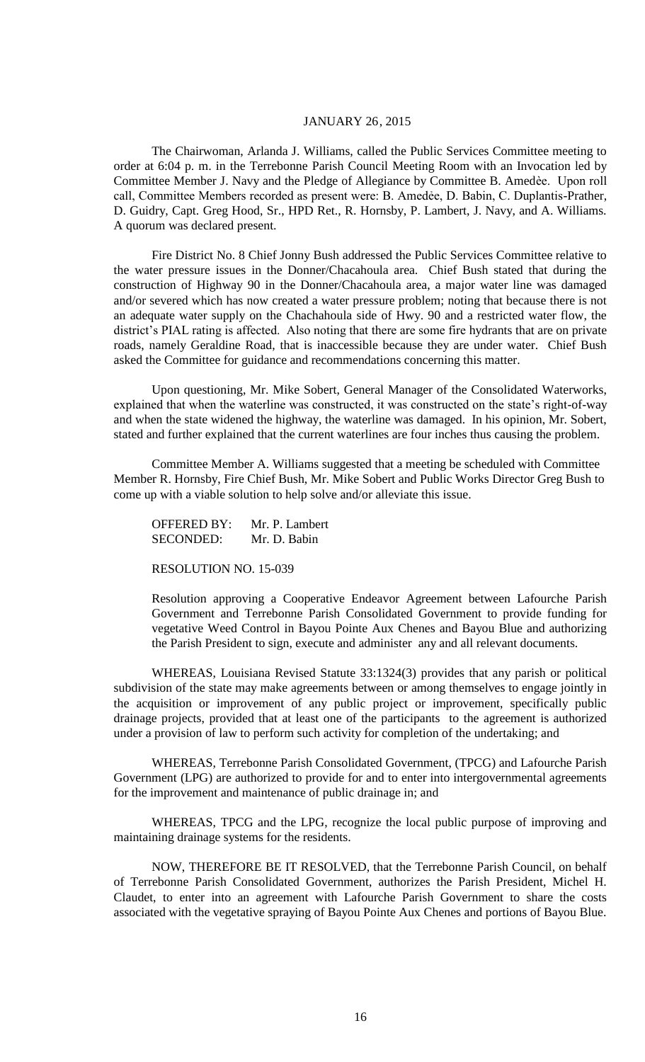JANUARY 26, 2015

The Chairwoman, Arlanda J. Williams, called the Public Services Committee meeting to order at 6:04 p. m. in the Terrebonne Parish Council Meeting Room with an Invocation led by Committee Member J. Navy and the Pledge of Allegiance by Committee B. Amedèe. Upon roll call, Committee Members recorded as present were: B. Amedẻe, D. Babin, C. Duplantis-Prather, D. Guidry, Capt. Greg Hood, Sr., HPD Ret., R. Hornsby, P. Lambert, J. Navy, and A. Williams. A quorum was declared present.

Fire District No. 8 Chief Jonny Bush addressed the Public Services Committee relative to the water pressure issues in the Donner/Chacahoula area. Chief Bush stated that during the construction of Highway 90 in the Donner/Chacahoula area, a major water line was damaged and/or severed which has now created a water pressure problem; noting that because there is not an adequate water supply on the Chachahoula side of Hwy. 90 and a restricted water flow, the district's PIAL rating is affected. Also noting that there are some fire hydrants that are on private roads, namely Geraldine Road, that is inaccessible because they are under water. Chief Bush asked the Committee for guidance and recommendations concerning this matter.

Upon questioning, Mr. Mike Sobert, General Manager of the Consolidated Waterworks, explained that when the waterline was constructed, it was constructed on the state's right-of-way and when the state widened the highway, the waterline was damaged. In his opinion, Mr. Sobert, stated and further explained that the current waterlines are four inches thus causing the problem.

Committee Member A. Williams suggested that a meeting be scheduled with Committee Member R. Hornsby, Fire Chief Bush, Mr. Mike Sobert and Public Works Director Greg Bush to come up with a viable solution to help solve and/or alleviate this issue.

OFFERED BY: Mr. P. Lambert
SECONDED: Mr. D. Babin

RESOLUTION NO. 15-039

Resolution approving a Cooperative Endeavor Agreement between Lafourche Parish Government and Terrebonne Parish Consolidated Government to provide funding for vegetative Weed Control in Bayou Pointe Aux Chenes and Bayou Blue and authorizing the Parish President to sign, execute and administer any and all relevant documents.

WHEREAS, Louisiana Revised Statute 33:1324(3) provides that any parish or political subdivision of the state may make agreements between or among themselves to engage jointly in the acquisition or improvement of any public project or improvement, specifically public drainage projects, provided that at least one of the participants to the agreement is authorized under a provision of law to perform such activity for completion of the undertaking; and

WHEREAS, Terrebonne Parish Consolidated Government, (TPCG) and Lafourche Parish Government (LPG) are authorized to provide for and to enter into intergovernmental agreements for the improvement and maintenance of public drainage in; and

WHEREAS, TPCG and the LPG, recognize the local public purpose of improving and maintaining drainage systems for the residents.

NOW, THEREFORE BE IT RESOLVED, that the Terrebonne Parish Council, on behalf of Terrebonne Parish Consolidated Government, authorizes the Parish President, Michel H. Claudet, to enter into an agreement with Lafourche Parish Government to share the costs associated with the vegetative spraying of Bayou Pointe Aux Chenes and portions of Bayou Blue.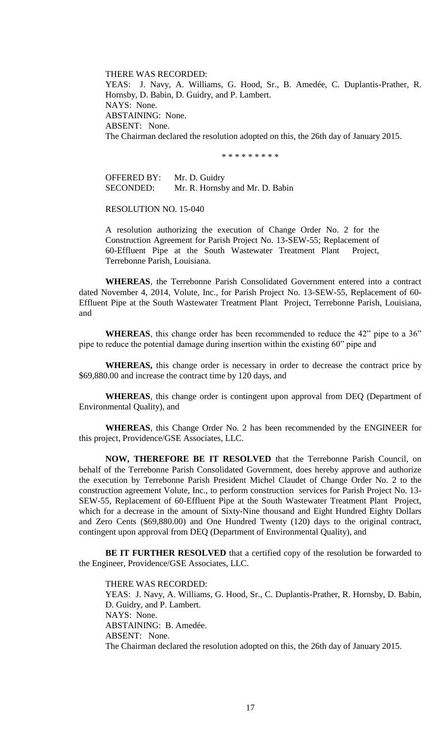THERE WAS RECORDED:
YEAS: J. Navy, A. Williams, G. Hood, Sr., B. Amedée, C. Duplantis-Prather, R. Hornsby, D. Babin, D. Guidry, and P. Lambert.
NAYS: None.
ABSTAINING: None.
ABSENT: None.
The Chairman declared the resolution adopted on this, the 26th day of January 2015.

\* \* \* \* \* \* \* \* \*

OFFERED BY: Mr. D. Guidry
SECONDED: Mr. R. Hornsby and Mr. D. Babin

RESOLUTION NO. 15-040

A resolution authorizing the execution of Change Order No. 2 for the Construction Agreement for Parish Project No. 13-SEW-55; Replacement of 60-Effluent Pipe at the South Wastewater Treatment Plant Project, Terrebonne Parish, Louisiana.

**WHEREAS**, the Terrebonne Parish Consolidated Government entered into a contract dated November 4, 2014, Volute, Inc., for Parish Project No. 13-SEW-55, Replacement of 60-Effluent Pipe at the South Wastewater Treatment Plant Project, Terrebonne Parish, Louisiana, and

**WHEREAS**, this change order has been recommended to reduce the 42" pipe to a 36" pipe to reduce the potential damage during insertion within the existing 60" pipe and

**WHEREAS,** this change order is necessary in order to decrease the contract price by $69,880.00 and increase the contract time by 120 days, and

**WHEREAS**, this change order is contingent upon approval from DEQ (Department of Environmental Quality), and

**WHEREAS**, this Change Order No. 2 has been recommended by the ENGINEER for this project, Providence/GSE Associates, LLC.

**NOW, THEREFORE BE IT RESOLVED** that the Terrebonne Parish Council, on behalf of the Terrebonne Parish Consolidated Government, does hereby approve and authorize the execution by Terrebonne Parish President Michel Claudet of Change Order No. 2 to the construction agreement Volute, Inc., to perform construction services for Parish Project No. 13-SEW-55, Replacement of 60-Effluent Pipe at the South Wastewater Treatment Plant Project, which for a decrease in the amount of Sixty-Nine thousand and Eight Hundred Eighty Dollars and Zero Cents ($69,880.00) and One Hundred Twenty (120) days to the original contract, contingent upon approval from DEQ (Department of Environmental Quality), and

**BE IT FURTHER RESOLVED** that a certified copy of the resolution be forwarded to the Engineer, Providence/GSE Associates, LLC.

THERE WAS RECORDED:
YEAS: J. Navy, A. Williams, G. Hood, Sr., C. Duplantis-Prather, R. Hornsby, D. Babin, D. Guidry, and P. Lambert.
NAYS: None.
ABSTAINING: B. Amedée.
ABSENT: None.
The Chairman declared the resolution adopted on this, the 26th day of January 2015.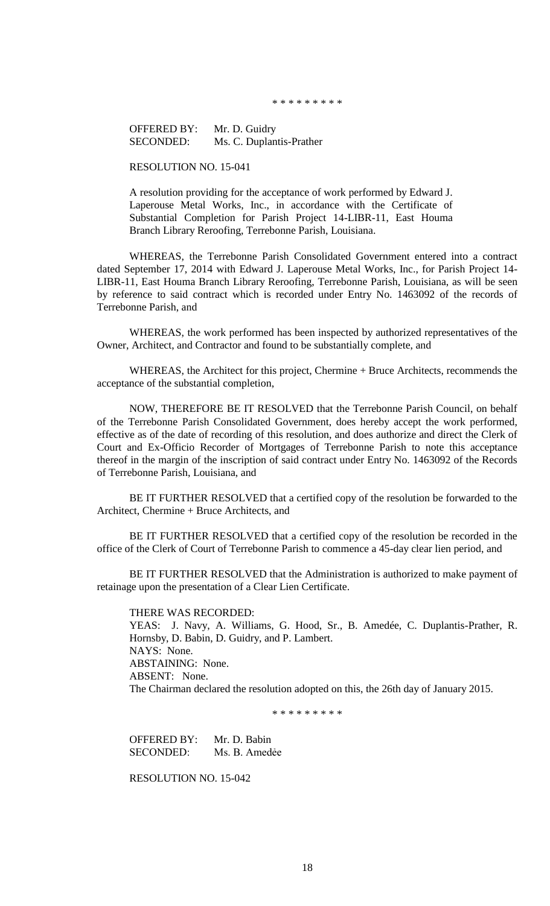\* \* \* \* \* \* \* \* \*

OFFERED BY: Mr. D. Guidry
SECONDED: Ms. C. Duplantis-Prather

RESOLUTION NO. 15-041

A resolution providing for the acceptance of work performed by Edward J. Laperouse Metal Works, Inc., in accordance with the Certificate of Substantial Completion for Parish Project 14-LIBR-11, East Houma Branch Library Reroofing, Terrebonne Parish, Louisiana.

WHEREAS, the Terrebonne Parish Consolidated Government entered into a contract dated September 17, 2014 with Edward J. Laperouse Metal Works, Inc., for Parish Project 14-LIBR-11, East Houma Branch Library Reroofing, Terrebonne Parish, Louisiana, as will be seen by reference to said contract which is recorded under Entry No. 1463092 of the records of Terrebonne Parish, and

WHEREAS, the work performed has been inspected by authorized representatives of the Owner, Architect, and Contractor and found to be substantially complete, and

WHEREAS, the Architect for this project, Chermine + Bruce Architects, recommends the acceptance of the substantial completion,

NOW, THEREFORE BE IT RESOLVED that the Terrebonne Parish Council, on behalf of the Terrebonne Parish Consolidated Government, does hereby accept the work performed, effective as of the date of recording of this resolution, and does authorize and direct the Clerk of Court and Ex-Officio Recorder of Mortgages of Terrebonne Parish to note this acceptance thereof in the margin of the inscription of said contract under Entry No. 1463092 of the Records of Terrebonne Parish, Louisiana, and

BE IT FURTHER RESOLVED that a certified copy of the resolution be forwarded to the Architect, Chermine + Bruce Architects, and

BE IT FURTHER RESOLVED that a certified copy of the resolution be recorded in the office of the Clerk of Court of Terrebonne Parish to commence a 45-day clear lien period, and

BE IT FURTHER RESOLVED that the Administration is authorized to make payment of retainage upon the presentation of a Clear Lien Certificate.

THERE WAS RECORDED:
YEAS: J. Navy, A. Williams, G. Hood, Sr., B. Amedée, C. Duplantis-Prather, R. Hornsby, D. Babin, D. Guidry, and P. Lambert.
NAYS: None.
ABSTAINING: None.
ABSENT: None.
The Chairman declared the resolution adopted on this, the 26th day of January 2015.

\* \* \* \* \* \* \* \* \*

OFFERED BY: Mr. D. Babin
SECONDED: Ms. B. Amedẻe

RESOLUTION NO. 15-042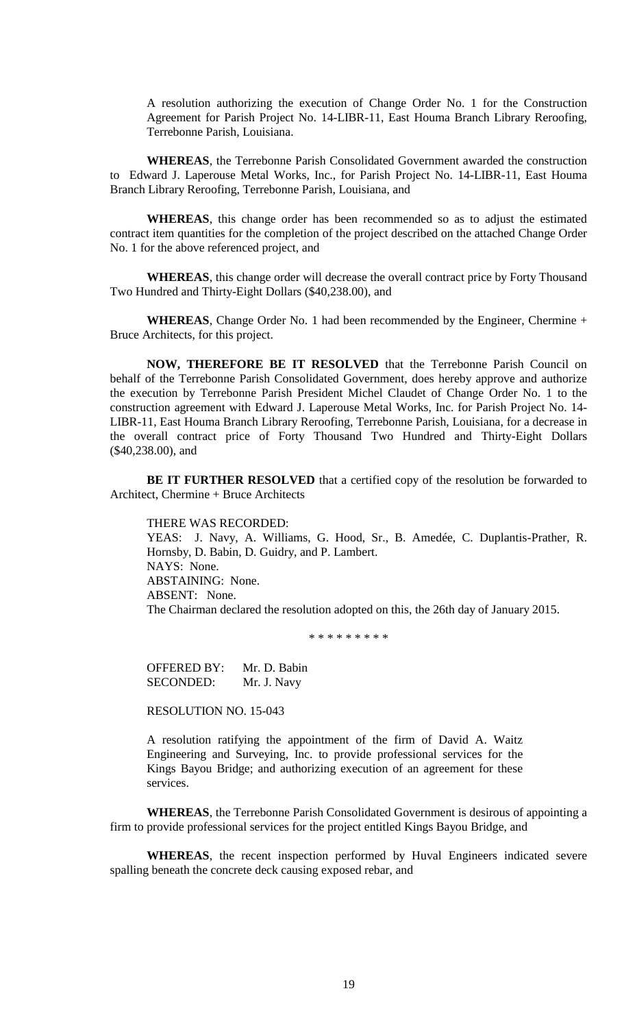A resolution authorizing the execution of Change Order No. 1 for the Construction Agreement for Parish Project No. 14-LIBR-11, East Houma Branch Library Reroofing, Terrebonne Parish, Louisiana.

**WHEREAS**, the Terrebonne Parish Consolidated Government awarded the construction to Edward J. Laperouse Metal Works, Inc., for Parish Project No. 14-LIBR-11, East Houma Branch Library Reroofing, Terrebonne Parish, Louisiana, and

**WHEREAS**, this change order has been recommended so as to adjust the estimated contract item quantities for the completion of the project described on the attached Change Order No. 1 for the above referenced project, and

**WHEREAS**, this change order will decrease the overall contract price by Forty Thousand Two Hundred and Thirty-Eight Dollars ($40,238.00), and

**WHEREAS**, Change Order No. 1 had been recommended by the Engineer, Chermine + Bruce Architects, for this project.

**NOW, THEREFORE BE IT RESOLVED** that the Terrebonne Parish Council on behalf of the Terrebonne Parish Consolidated Government, does hereby approve and authorize the execution by Terrebonne Parish President Michel Claudet of Change Order No. 1 to the construction agreement with Edward J. Laperouse Metal Works, Inc. for Parish Project No. 14-LIBR-11, East Houma Branch Library Reroofing, Terrebonne Parish, Louisiana, for a decrease in the overall contract price of Forty Thousand Two Hundred and Thirty-Eight Dollars ($40,238.00), and

**BE IT FURTHER RESOLVED** that a certified copy of the resolution be forwarded to Architect, Chermine + Bruce Architects

THERE WAS RECORDED:
YEAS: J. Navy, A. Williams, G. Hood, Sr., B. Amedée, C. Duplantis-Prather, R. Hornsby, D. Babin, D. Guidry, and P. Lambert.
NAYS: None.
ABSTAINING: None.
ABSENT: None.
The Chairman declared the resolution adopted on this, the 26th day of January 2015.

\* \* \* \* \* \* \* \* \*

OFFERED BY: Mr. D. Babin
SECONDED: Mr. J. Navy

RESOLUTION NO. 15-043

A resolution ratifying the appointment of the firm of David A. Waitz Engineering and Surveying, Inc. to provide professional services for the Kings Bayou Bridge; and authorizing execution of an agreement for these services.

**WHEREAS**, the Terrebonne Parish Consolidated Government is desirous of appointing a firm to provide professional services for the project entitled Kings Bayou Bridge, and

**WHEREAS**, the recent inspection performed by Huval Engineers indicated severe spalling beneath the concrete deck causing exposed rebar, and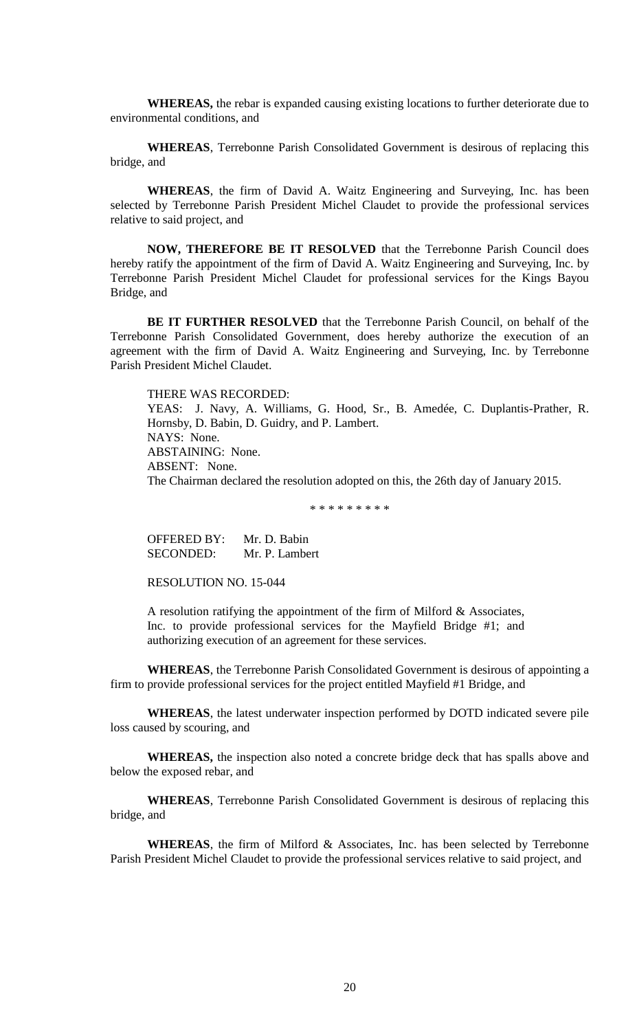**WHEREAS,** the rebar is expanded causing existing locations to further deteriorate due to environmental conditions, and

**WHEREAS**, Terrebonne Parish Consolidated Government is desirous of replacing this bridge, and

**WHEREAS**, the firm of David A. Waitz Engineering and Surveying, Inc. has been selected by Terrebonne Parish President Michel Claudet to provide the professional services relative to said project, and

**NOW, THEREFORE BE IT RESOLVED** that the Terrebonne Parish Council does hereby ratify the appointment of the firm of David A. Waitz Engineering and Surveying, Inc. by Terrebonne Parish President Michel Claudet for professional services for the Kings Bayou Bridge, and

**BE IT FURTHER RESOLVED** that the Terrebonne Parish Council, on behalf of the Terrebonne Parish Consolidated Government, does hereby authorize the execution of an agreement with the firm of David A. Waitz Engineering and Surveying, Inc. by Terrebonne Parish President Michel Claudet.

THERE WAS RECORDED:
YEAS: J. Navy, A. Williams, G. Hood, Sr., B. Amedée, C. Duplantis-Prather, R. Hornsby, D. Babin, D. Guidry, and P. Lambert.
NAYS: None.
ABSTAINING: None.
ABSENT: None.
The Chairman declared the resolution adopted on this, the 26th day of January 2015.

\* \* \* \* \* \* \* \* \*

OFFERED BY: Mr. D. Babin
SECONDED: Mr. P. Lambert

RESOLUTION NO. 15-044

A resolution ratifying the appointment of the firm of Milford & Associates, Inc. to provide professional services for the Mayfield Bridge #1; and authorizing execution of an agreement for these services.

**WHEREAS**, the Terrebonne Parish Consolidated Government is desirous of appointing a firm to provide professional services for the project entitled Mayfield #1 Bridge, and

**WHEREAS**, the latest underwater inspection performed by DOTD indicated severe pile loss caused by scouring, and

**WHEREAS,** the inspection also noted a concrete bridge deck that has spalls above and below the exposed rebar, and

**WHEREAS**, Terrebonne Parish Consolidated Government is desirous of replacing this bridge, and

**WHEREAS**, the firm of Milford & Associates, Inc. has been selected by Terrebonne Parish President Michel Claudet to provide the professional services relative to said project, and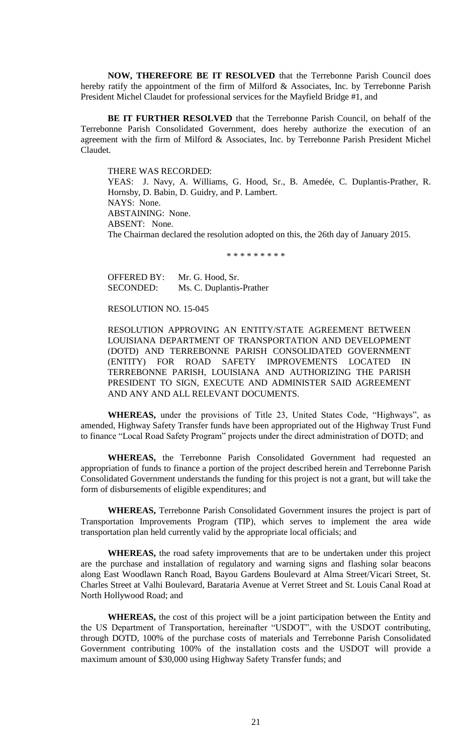**NOW, THEREFORE BE IT RESOLVED** that the Terrebonne Parish Council does hereby ratify the appointment of the firm of Milford & Associates, Inc. by Terrebonne Parish President Michel Claudet for professional services for the Mayfield Bridge #1, and

**BE IT FURTHER RESOLVED** that the Terrebonne Parish Council, on behalf of the Terrebonne Parish Consolidated Government, does hereby authorize the execution of an agreement with the firm of Milford & Associates, Inc. by Terrebonne Parish President Michel Claudet.

THERE WAS RECORDED:
YEAS: J. Navy, A. Williams, G. Hood, Sr., B. Amedée, C. Duplantis-Prather, R. Hornsby, D. Babin, D. Guidry, and P. Lambert.
NAYS: None.
ABSTAINING: None.
ABSENT: None.
The Chairman declared the resolution adopted on this, the 26th day of January 2015.

\* \* \* \* \* \* \* \* \*

OFFERED BY: Mr. G. Hood, Sr.
SECONDED: Ms. C. Duplantis-Prather

RESOLUTION NO. 15-045

RESOLUTION APPROVING AN ENTITY/STATE AGREEMENT BETWEEN LOUISIANA DEPARTMENT OF TRANSPORTATION AND DEVELOPMENT (DOTD) AND TERREBONNE PARISH CONSOLIDATED GOVERNMENT (ENTITY) FOR ROAD SAFETY IMPROVEMENTS LOCATED IN TERREBONNE PARISH, LOUISIANA AND AUTHORIZING THE PARISH PRESIDENT TO SIGN, EXECUTE AND ADMINISTER SAID AGREEMENT AND ANY AND ALL RELEVANT DOCUMENTS.

**WHEREAS,** under the provisions of Title 23, United States Code, "Highways", as amended, Highway Safety Transfer funds have been appropriated out of the Highway Trust Fund to finance "Local Road Safety Program" projects under the direct administration of DOTD; and

**WHEREAS,** the Terrebonne Parish Consolidated Government had requested an appropriation of funds to finance a portion of the project described herein and Terrebonne Parish Consolidated Government understands the funding for this project is not a grant, but will take the form of disbursements of eligible expenditures; and

**WHEREAS,** Terrebonne Parish Consolidated Government insures the project is part of Transportation Improvements Program (TIP), which serves to implement the area wide transportation plan held currently valid by the appropriate local officials; and

**WHEREAS,** the road safety improvements that are to be undertaken under this project are the purchase and installation of regulatory and warning signs and flashing solar beacons along East Woodlawn Ranch Road, Bayou Gardens Boulevard at Alma Street/Vicari Street, St. Charles Street at Valhi Boulevard, Barataria Avenue at Verret Street and St. Louis Canal Road at North Hollywood Road; and

**WHEREAS,** the cost of this project will be a joint participation between the Entity and the US Department of Transportation, hereinafter "USDOT", with the USDOT contributing, through DOTD, 100% of the purchase costs of materials and Terrebonne Parish Consolidated Government contributing 100% of the installation costs and the USDOT will provide a maximum amount of $30,000 using Highway Safety Transfer funds; and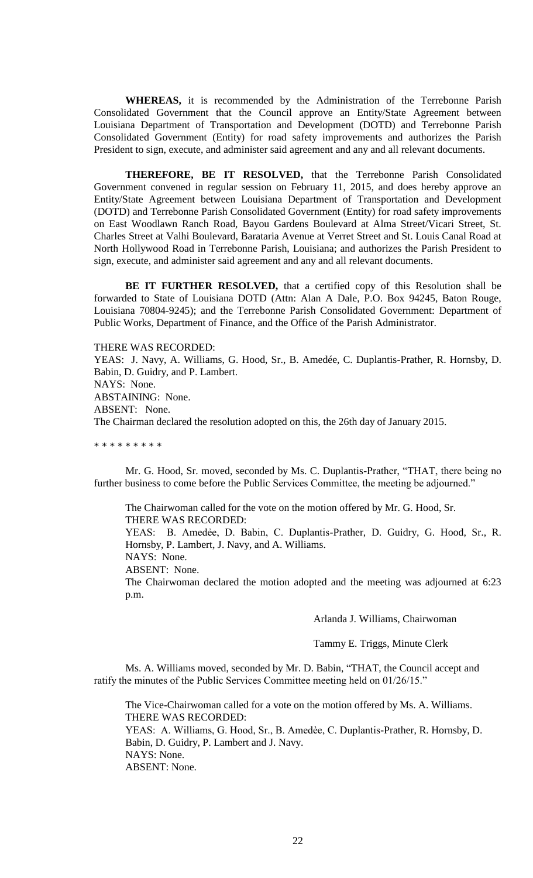**WHEREAS,** it is recommended by the Administration of the Terrebonne Parish Consolidated Government that the Council approve an Entity/State Agreement between Louisiana Department of Transportation and Development (DOTD) and Terrebonne Parish Consolidated Government (Entity) for road safety improvements and authorizes the Parish President to sign, execute, and administer said agreement and any and all relevant documents.

**THEREFORE, BE IT RESOLVED,** that the Terrebonne Parish Consolidated Government convened in regular session on February 11, 2015, and does hereby approve an Entity/State Agreement between Louisiana Department of Transportation and Development (DOTD) and Terrebonne Parish Consolidated Government (Entity) for road safety improvements on East Woodlawn Ranch Road, Bayou Gardens Boulevard at Alma Street/Vicari Street, St. Charles Street at Valhi Boulevard, Barataria Avenue at Verret Street and St. Louis Canal Road at North Hollywood Road in Terrebonne Parish, Louisiana; and authorizes the Parish President to sign, execute, and administer said agreement and any and all relevant documents.

**BE IT FURTHER RESOLVED,** that a certified copy of this Resolution shall be forwarded to State of Louisiana DOTD (Attn: Alan A Dale, P.O. Box 94245, Baton Rouge, Louisiana 70804-9245); and the Terrebonne Parish Consolidated Government: Department of Public Works, Department of Finance, and the Office of the Parish Administrator.

THERE WAS RECORDED:
YEAS: J. Navy, A. Williams, G. Hood, Sr., B. Amedée, C. Duplantis-Prather, R. Hornsby, D. Babin, D. Guidry, and P. Lambert.
NAYS: None.
ABSTAINING: None.
ABSENT: None.
The Chairman declared the resolution adopted on this, the 26th day of January 2015.

* * * * * * * * *

Mr. G. Hood, Sr. moved, seconded by Ms. C. Duplantis-Prather, "THAT, there being no further business to come before the Public Services Committee, the meeting be adjourned."

The Chairwoman called for the vote on the motion offered by Mr. G. Hood, Sr.
THERE WAS RECORDED:
YEAS: B. Amedèe, D. Babin, C. Duplantis-Prather, D. Guidry, G. Hood, Sr., R. Hornsby, P. Lambert, J. Navy, and A. Williams.
NAYS: None.
ABSENT: None.
The Chairwoman declared the motion adopted and the meeting was adjourned at 6:23 p.m.

Arlanda J. Williams, Chairwoman

Tammy E. Triggs, Minute Clerk

Ms. A. Williams moved, seconded by Mr. D. Babin, "THAT, the Council accept and ratify the minutes of the Public Services Committee meeting held on 01/26/15."

The Vice-Chairwoman called for a vote on the motion offered by Ms. A. Williams.
THERE WAS RECORDED:
YEAS: A. Williams, G. Hood, Sr., B. Amedèe, C. Duplantis-Prather, R. Hornsby, D. Babin, D. Guidry, P. Lambert and J. Navy.
NAYS: None.
ABSENT: None.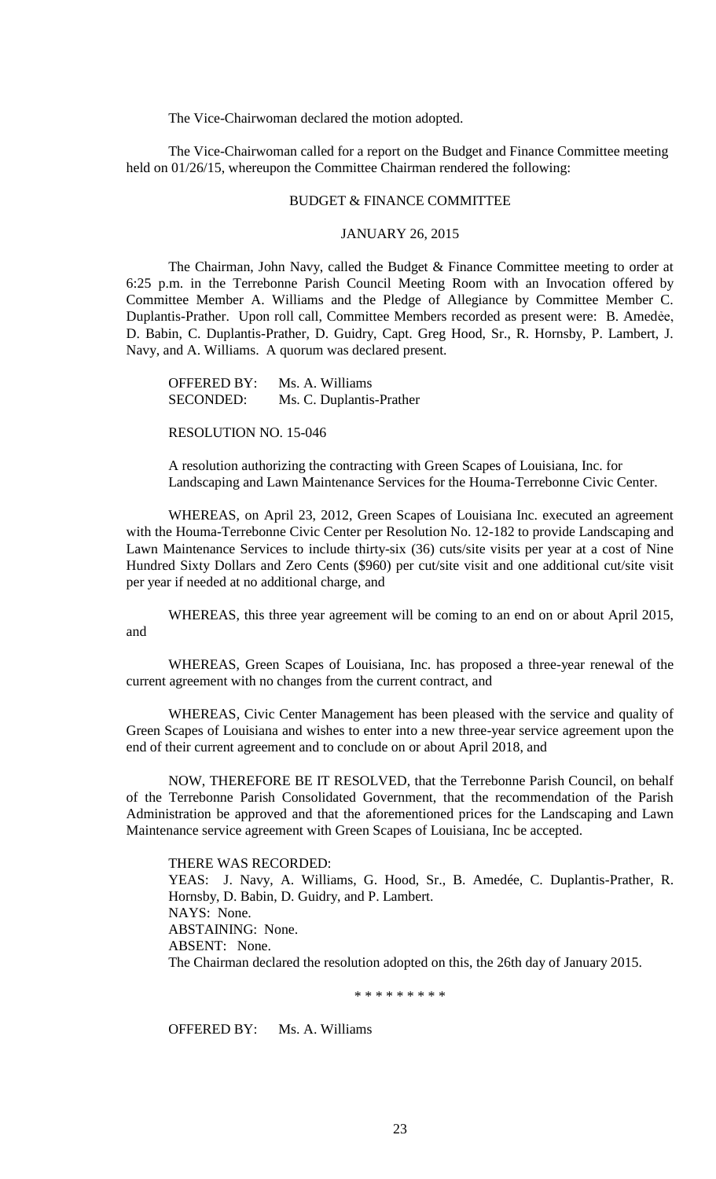The Vice-Chairwoman declared the motion adopted.

The Vice-Chairwoman called for a report on the Budget and Finance Committee meeting held on 01/26/15, whereupon the Committee Chairman rendered the following:

BUDGET & FINANCE COMMITTEE

JANUARY 26, 2015

The Chairman, John Navy, called the Budget & Finance Committee meeting to order at 6:25 p.m. in the Terrebonne Parish Council Meeting Room with an Invocation offered by Committee Member A. Williams and the Pledge of Allegiance by Committee Member C. Duplantis-Prather. Upon roll call, Committee Members recorded as present were: B. Amedẻe, D. Babin, C. Duplantis-Prather, D. Guidry, Capt. Greg Hood, Sr., R. Hornsby, P. Lambert, J. Navy, and A. Williams. A quorum was declared present.

OFFERED BY: Ms. A. Williams
SECONDED: Ms. C. Duplantis-Prather

RESOLUTION NO. 15-046

A resolution authorizing the contracting with Green Scapes of Louisiana, Inc. for Landscaping and Lawn Maintenance Services for the Houma-Terrebonne Civic Center.

WHEREAS, on April 23, 2012, Green Scapes of Louisiana Inc. executed an agreement with the Houma-Terrebonne Civic Center per Resolution No. 12-182 to provide Landscaping and Lawn Maintenance Services to include thirty-six (36) cuts/site visits per year at a cost of Nine Hundred Sixty Dollars and Zero Cents ($960) per cut/site visit and one additional cut/site visit per year if needed at no additional charge, and

WHEREAS, this three year agreement will be coming to an end on or about April 2015, and

WHEREAS, Green Scapes of Louisiana, Inc. has proposed a three-year renewal of the current agreement with no changes from the current contract, and

WHEREAS, Civic Center Management has been pleased with the service and quality of Green Scapes of Louisiana and wishes to enter into a new three-year service agreement upon the end of their current agreement and to conclude on or about April 2018, and

NOW, THEREFORE BE IT RESOLVED, that the Terrebonne Parish Council, on behalf of the Terrebonne Parish Consolidated Government, that the recommendation of the Parish Administration be approved and that the aforementioned prices for the Landscaping and Lawn Maintenance service agreement with Green Scapes of Louisiana, Inc be accepted.

THERE WAS RECORDED:
YEAS: J. Navy, A. Williams, G. Hood, Sr., B. Amedée, C. Duplantis-Prather, R. Hornsby, D. Babin, D. Guidry, and P. Lambert.
NAYS: None.
ABSTAINING: None.
ABSENT: None.
The Chairman declared the resolution adopted on this, the 26th day of January 2015.

* * * * * * * * *

OFFERED BY: Ms. A. Williams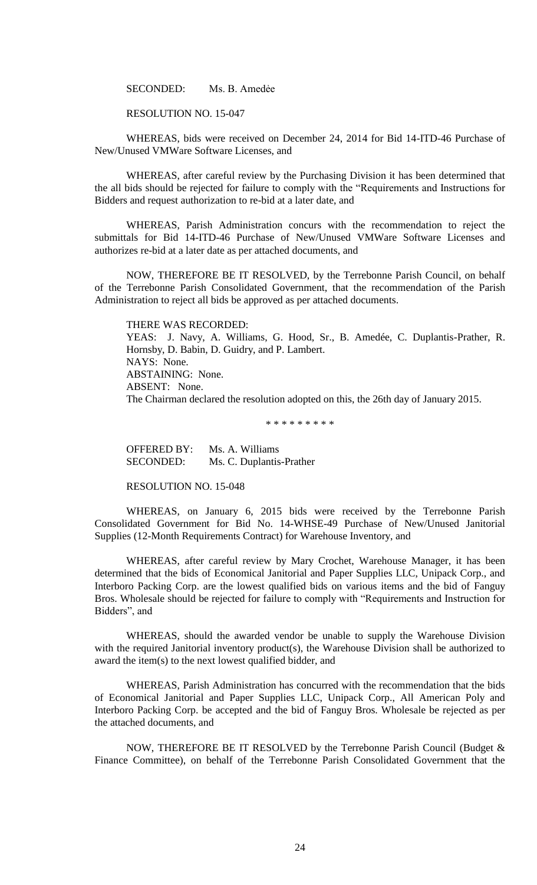SECONDED: Ms. B. Amedẻe

RESOLUTION NO. 15-047

WHEREAS, bids were received on December 24, 2014 for Bid 14-ITD-46 Purchase of New/Unused VMWare Software Licenses, and

WHEREAS, after careful review by the Purchasing Division it has been determined that the all bids should be rejected for failure to comply with the "Requirements and Instructions for Bidders and request authorization to re-bid at a later date, and

WHEREAS, Parish Administration concurs with the recommendation to reject the submittals for Bid 14-ITD-46 Purchase of New/Unused VMWare Software Licenses and authorizes re-bid at a later date as per attached documents, and

NOW, THEREFORE BE IT RESOLVED, by the Terrebonne Parish Council, on behalf of the Terrebonne Parish Consolidated Government, that the recommendation of the Parish Administration to reject all bids be approved as per attached documents.

THERE WAS RECORDED:
YEAS: J. Navy, A. Williams, G. Hood, Sr., B. Amedée, C. Duplantis-Prather, R. Hornsby, D. Babin, D. Guidry, and P. Lambert.
NAYS: None.
ABSTAINING: None.
ABSENT: None.
The Chairman declared the resolution adopted on this, the 26th day of January 2015.

\* \* \* \* \* \* \* \* \*

OFFERED BY: Ms. A. Williams
SECONDED: Ms. C. Duplantis-Prather

RESOLUTION NO. 15-048

WHEREAS, on January 6, 2015 bids were received by the Terrebonne Parish Consolidated Government for Bid No. 14-WHSE-49 Purchase of New/Unused Janitorial Supplies (12-Month Requirements Contract) for Warehouse Inventory, and

WHEREAS, after careful review by Mary Crochet, Warehouse Manager, it has been determined that the bids of Economical Janitorial and Paper Supplies LLC, Unipack Corp., and Interboro Packing Corp. are the lowest qualified bids on various items and the bid of Fanguy Bros. Wholesale should be rejected for failure to comply with "Requirements and Instruction for Bidders", and

WHEREAS, should the awarded vendor be unable to supply the Warehouse Division with the required Janitorial inventory product(s), the Warehouse Division shall be authorized to award the item(s) to the next lowest qualified bidder, and

WHEREAS, Parish Administration has concurred with the recommendation that the bids of Economical Janitorial and Paper Supplies LLC, Unipack Corp., All American Poly and Interboro Packing Corp. be accepted and the bid of Fanguy Bros. Wholesale be rejected as per the attached documents, and

NOW, THEREFORE BE IT RESOLVED by the Terrebonne Parish Council (Budget & Finance Committee), on behalf of the Terrebonne Parish Consolidated Government that the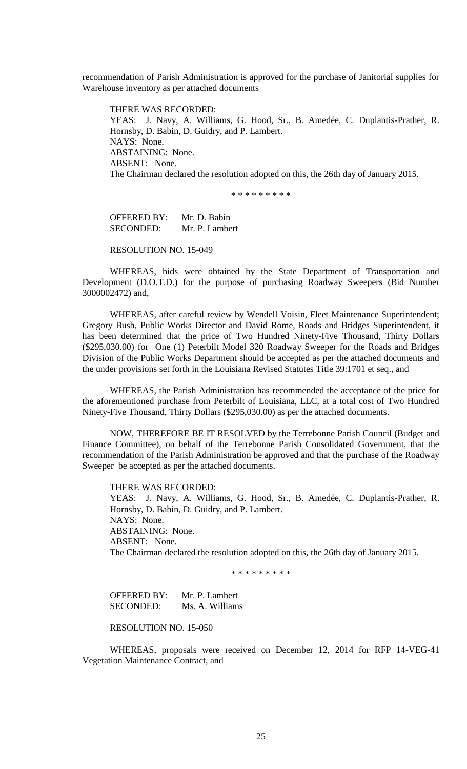recommendation of Parish Administration is approved for the purchase of Janitorial supplies for Warehouse inventory as per attached documents

THERE WAS RECORDED:
YEAS: J. Navy, A. Williams, G. Hood, Sr., B. Amedée, C. Duplantis-Prather, R. Hornsby, D. Babin, D. Guidry, and P. Lambert.
NAYS: None.
ABSTAINING: None.
ABSENT: None.
The Chairman declared the resolution adopted on this, the 26th day of January 2015.

\* \* \* \* \* \* \* \* \*

OFFERED BY: Mr. D. Babin
SECONDED: Mr. P. Lambert

RESOLUTION NO. 15-049

WHEREAS, bids were obtained by the State Department of Transportation and Development (D.O.T.D.) for the purpose of purchasing Roadway Sweepers (Bid Number 3000002472) and,

WHEREAS, after careful review by Wendell Voisin, Fleet Maintenance Superintendent; Gregory Bush, Public Works Director and David Rome, Roads and Bridges Superintendent, it has been determined that the price of Two Hundred Ninety-Five Thousand, Thirty Dollars ($295,030.00) for One (1) Peterbilt Model 320 Roadway Sweeper for the Roads and Bridges Division of the Public Works Department should be accepted as per the attached documents and the under provisions set forth in the Louisiana Revised Statutes Title 39:1701 et seq., and

WHEREAS, the Parish Administration has recommended the acceptance of the price for the aforementioned purchase from Peterbilt of Louisiana, LLC, at a total cost of Two Hundred Ninety-Five Thousand, Thirty Dollars ($295,030.00) as per the attached documents.

NOW, THEREFORE BE IT RESOLVED by the Terrebonne Parish Council (Budget and Finance Committee), on behalf of the Terrebonne Parish Consolidated Government, that the recommendation of the Parish Administration be approved and that the purchase of the Roadway Sweeper be accepted as per the attached documents.

THERE WAS RECORDED:
YEAS: J. Navy, A. Williams, G. Hood, Sr., B. Amedée, C. Duplantis-Prather, R. Hornsby, D. Babin, D. Guidry, and P. Lambert.
NAYS: None.
ABSTAINING: None.
ABSENT: None.
The Chairman declared the resolution adopted on this, the 26th day of January 2015.

\* \* \* \* \* \* \* \* \*

OFFERED BY: Mr. P. Lambert
SECONDED: Ms. A. Williams

RESOLUTION NO. 15-050

WHEREAS, proposals were received on December 12, 2014 for RFP 14-VEG-41 Vegetation Maintenance Contract, and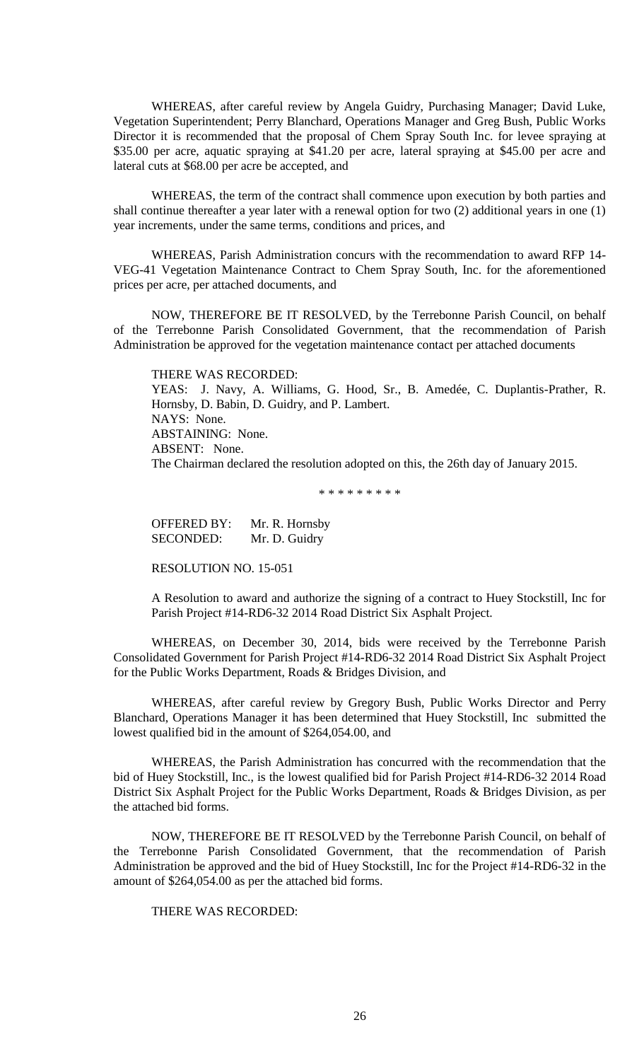WHEREAS, after careful review by Angela Guidry, Purchasing Manager; David Luke, Vegetation Superintendent; Perry Blanchard, Operations Manager and Greg Bush, Public Works Director it is recommended that the proposal of Chem Spray South Inc. for levee spraying at $35.00 per acre, aquatic spraying at $41.20 per acre, lateral spraying at $45.00 per acre and lateral cuts at $68.00 per acre be accepted, and

WHEREAS, the term of the contract shall commence upon execution by both parties and shall continue thereafter a year later with a renewal option for two (2) additional years in one (1) year increments, under the same terms, conditions and prices, and

WHEREAS, Parish Administration concurs with the recommendation to award RFP 14-VEG-41 Vegetation Maintenance Contract to Chem Spray South, Inc. for the aforementioned prices per acre, per attached documents, and

NOW, THEREFORE BE IT RESOLVED, by the Terrebonne Parish Council, on behalf of the Terrebonne Parish Consolidated Government, that the recommendation of Parish Administration be approved for the vegetation maintenance contact per attached documents

THERE WAS RECORDED:
YEAS: J. Navy, A. Williams, G. Hood, Sr., B. Amedée, C. Duplantis-Prather, R. Hornsby, D. Babin, D. Guidry, and P. Lambert.
NAYS: None.
ABSTAINING: None.
ABSENT: None.
The Chairman declared the resolution adopted on this, the 26th day of January 2015.

\* \* \* \* \* \* \* \* \*

OFFERED BY: Mr. R. Hornsby
SECONDED: Mr. D. Guidry

RESOLUTION NO. 15-051

A Resolution to award and authorize the signing of a contract to Huey Stockstill, Inc for Parish Project #14-RD6-32 2014 Road District Six Asphalt Project.

WHEREAS, on December 30, 2014, bids were received by the Terrebonne Parish Consolidated Government for Parish Project #14-RD6-32 2014 Road District Six Asphalt Project for the Public Works Department, Roads & Bridges Division, and

WHEREAS, after careful review by Gregory Bush, Public Works Director and Perry Blanchard, Operations Manager it has been determined that Huey Stockstill, Inc submitted the lowest qualified bid in the amount of $264,054.00, and

WHEREAS, the Parish Administration has concurred with the recommendation that the bid of Huey Stockstill, Inc., is the lowest qualified bid for Parish Project #14-RD6-32 2014 Road District Six Asphalt Project for the Public Works Department, Roads & Bridges Division, as per the attached bid forms.

NOW, THEREFORE BE IT RESOLVED by the Terrebonne Parish Council, on behalf of the Terrebonne Parish Consolidated Government, that the recommendation of Parish Administration be approved and the bid of Huey Stockstill, Inc for the Project #14-RD6-32 in the amount of $264,054.00 as per the attached bid forms.

THERE WAS RECORDED: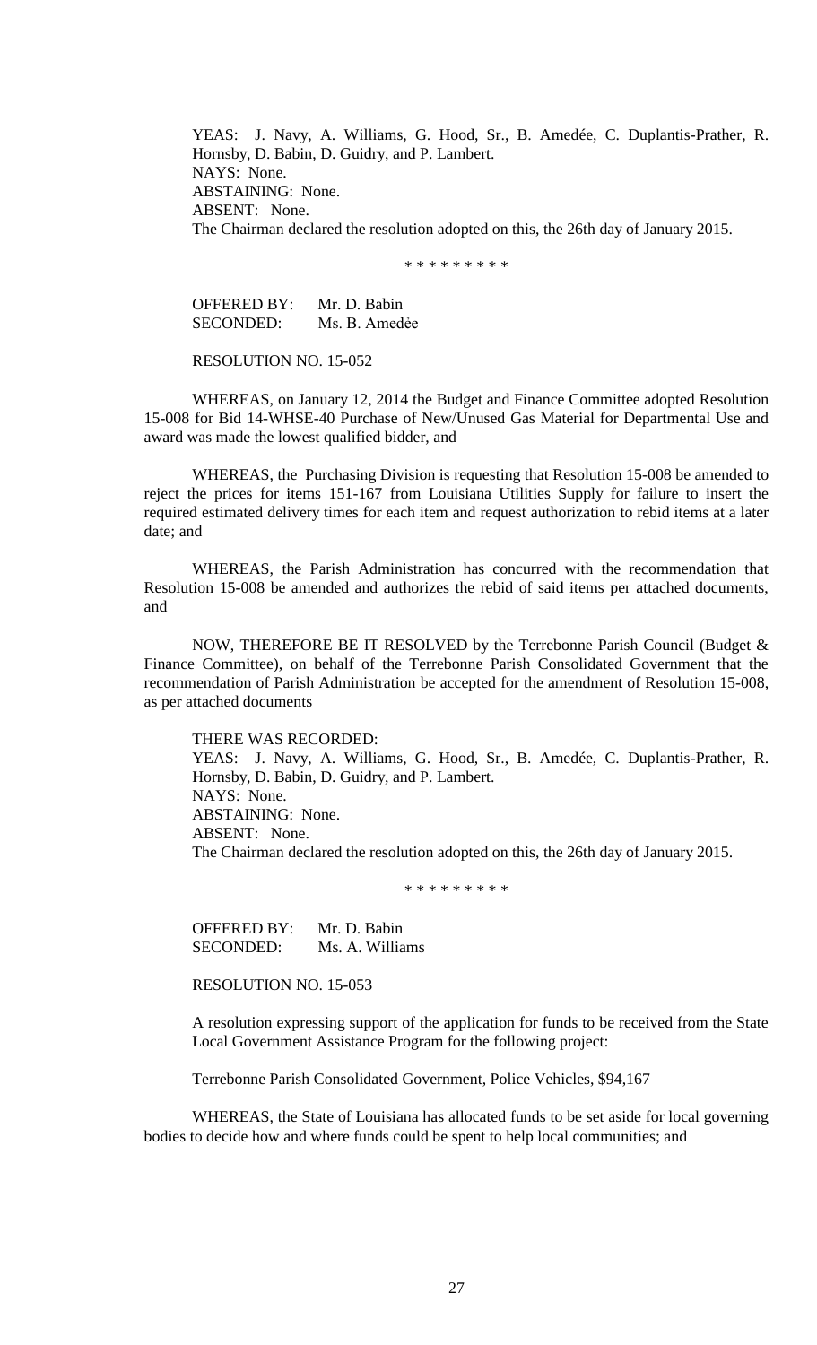YEAS: J. Navy, A. Williams, G. Hood, Sr., B. Amedée, C. Duplantis-Prather, R. Hornsby, D. Babin, D. Guidry, and P. Lambert.
NAYS: None.
ABSTAINING: None.
ABSENT: None.
The Chairman declared the resolution adopted on this, the 26th day of January 2015.

\* \* \* \* \* \* \* \* \*

OFFERED BY: Mr. D. Babin
SECONDED: Ms. B. Amedẻe

RESOLUTION NO. 15-052

WHEREAS, on January 12, 2014 the Budget and Finance Committee adopted Resolution 15-008 for Bid 14-WHSE-40 Purchase of New/Unused Gas Material for Departmental Use and award was made the lowest qualified bidder, and

WHEREAS, the Purchasing Division is requesting that Resolution 15-008 be amended to reject the prices for items 151-167 from Louisiana Utilities Supply for failure to insert the required estimated delivery times for each item and request authorization to rebid items at a later date; and

WHEREAS, the Parish Administration has concurred with the recommendation that Resolution 15-008 be amended and authorizes the rebid of said items per attached documents, and

NOW, THEREFORE BE IT RESOLVED by the Terrebonne Parish Council (Budget & Finance Committee), on behalf of the Terrebonne Parish Consolidated Government that the recommendation of Parish Administration be accepted for the amendment of Resolution 15-008, as per attached documents

THERE WAS RECORDED:
YEAS: J. Navy, A. Williams, G. Hood, Sr., B. Amedée, C. Duplantis-Prather, R. Hornsby, D. Babin, D. Guidry, and P. Lambert.
NAYS: None.
ABSTAINING: None.
ABSENT: None.
The Chairman declared the resolution adopted on this, the 26th day of January 2015.

\* \* \* \* \* \* \* \* \*

OFFERED BY: Mr. D. Babin
SECONDED: Ms. A. Williams

RESOLUTION NO. 15-053

A resolution expressing support of the application for funds to be received from the State Local Government Assistance Program for the following project:

Terrebonne Parish Consolidated Government, Police Vehicles, $94,167

WHEREAS, the State of Louisiana has allocated funds to be set aside for local governing bodies to decide how and where funds could be spent to help local communities; and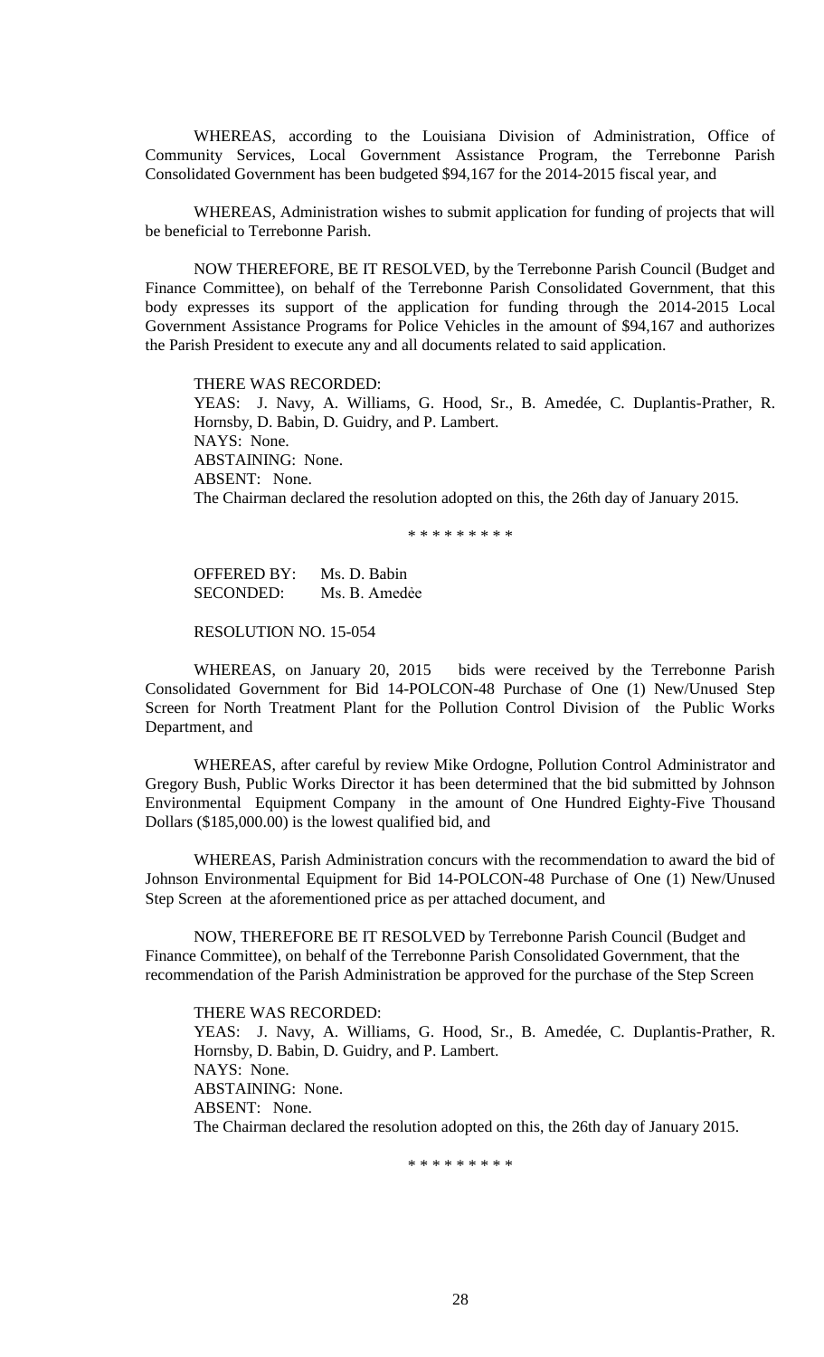WHEREAS, according to the Louisiana Division of Administration, Office of Community Services, Local Government Assistance Program, the Terrebonne Parish Consolidated Government has been budgeted $94,167 for the 2014-2015 fiscal year, and

WHEREAS, Administration wishes to submit application for funding of projects that will be beneficial to Terrebonne Parish.

NOW THEREFORE, BE IT RESOLVED, by the Terrebonne Parish Council (Budget and Finance Committee), on behalf of the Terrebonne Parish Consolidated Government, that this body expresses its support of the application for funding through the 2014-2015 Local Government Assistance Programs for Police Vehicles in the amount of $94,167 and authorizes the Parish President to execute any and all documents related to said application.

THERE WAS RECORDED:
YEAS: J. Navy, A. Williams, G. Hood, Sr., B. Amedée, C. Duplantis-Prather, R. Hornsby, D. Babin, D. Guidry, and P. Lambert.
NAYS: None.
ABSTAINING: None.
ABSENT: None.
The Chairman declared the resolution adopted on this, the 26th day of January 2015.

\* \* \* \* \* \* \* \* \*

OFFERED BY: Ms. D. Babin
SECONDED: Ms. B. Amedėe

RESOLUTION NO. 15-054

WHEREAS, on January 20, 2015 bids were received by the Terrebonne Parish Consolidated Government for Bid 14-POLCON-48 Purchase of One (1) New/Unused Step Screen for North Treatment Plant for the Pollution Control Division of the Public Works Department, and

WHEREAS, after careful by review Mike Ordogne, Pollution Control Administrator and Gregory Bush, Public Works Director it has been determined that the bid submitted by Johnson Environmental Equipment Company in the amount of One Hundred Eighty-Five Thousand Dollars ($185,000.00) is the lowest qualified bid, and

WHEREAS, Parish Administration concurs with the recommendation to award the bid of Johnson Environmental Equipment for Bid 14-POLCON-48 Purchase of One (1) New/Unused Step Screen at the aforementioned price as per attached document, and

NOW, THEREFORE BE IT RESOLVED by Terrebonne Parish Council (Budget and Finance Committee), on behalf of the Terrebonne Parish Consolidated Government, that the recommendation of the Parish Administration be approved for the purchase of the Step Screen

THERE WAS RECORDED:
YEAS: J. Navy, A. Williams, G. Hood, Sr., B. Amedée, C. Duplantis-Prather, R. Hornsby, D. Babin, D. Guidry, and P. Lambert.
NAYS: None.
ABSTAINING: None.
ABSENT: None.
The Chairman declared the resolution adopted on this, the 26th day of January 2015.

\* \* \* \* \* \* \* \* \*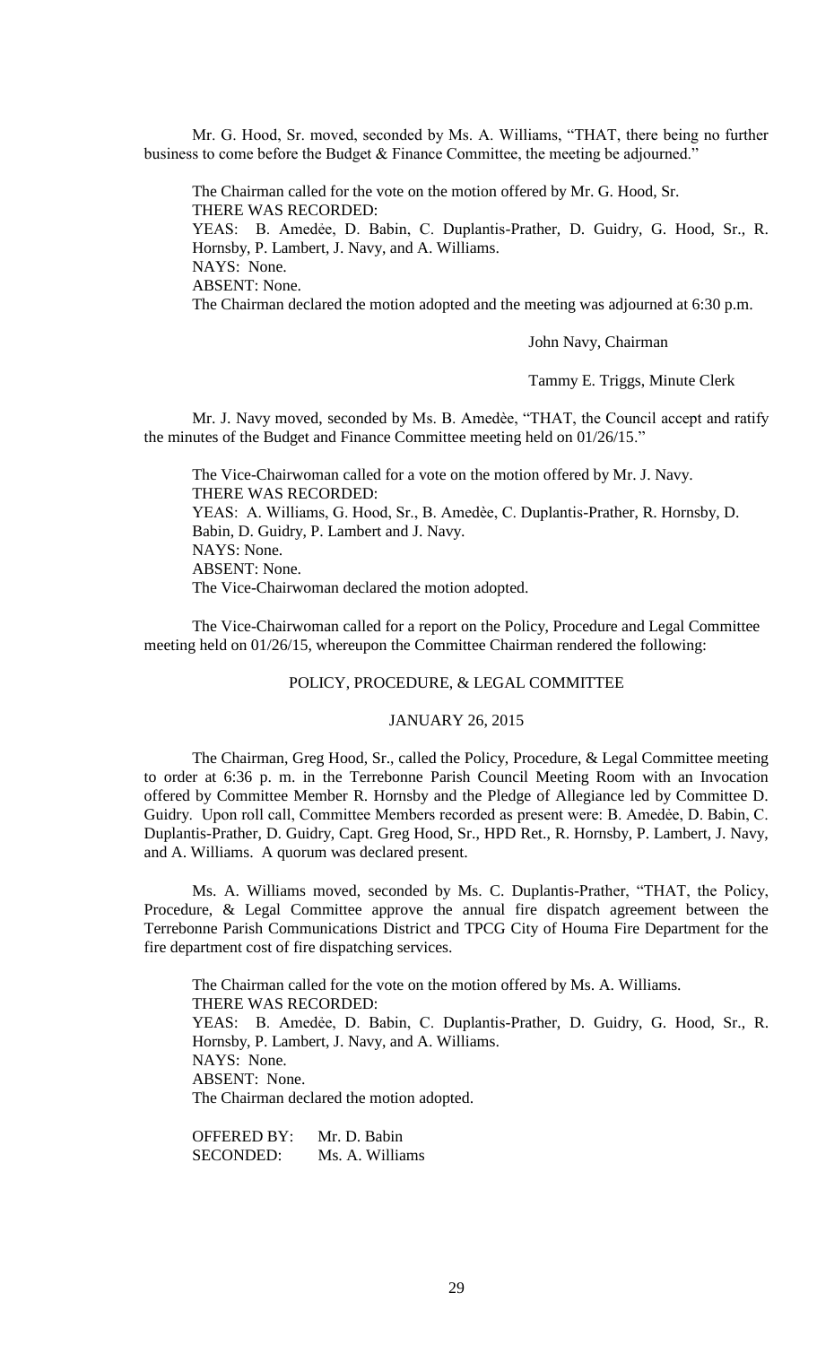Mr. G. Hood, Sr. moved, seconded by Ms. A. Williams, "THAT, there being no further business to come before the Budget & Finance Committee, the meeting be adjourned."

The Chairman called for the vote on the motion offered by Mr. G. Hood, Sr.
THERE WAS RECORDED:
YEAS: B. Amedèe, D. Babin, C. Duplantis-Prather, D. Guidry, G. Hood, Sr., R. Hornsby, P. Lambert, J. Navy, and A. Williams.
NAYS: None.
ABSENT: None.
The Chairman declared the motion adopted and the meeting was adjourned at 6:30 p.m.

John Navy, Chairman

Tammy E. Triggs, Minute Clerk

Mr. J. Navy moved, seconded by Ms. B. Amedèe, "THAT, the Council accept and ratify the minutes of the Budget and Finance Committee meeting held on 01/26/15."

The Vice-Chairwoman called for a vote on the motion offered by Mr. J. Navy.
THERE WAS RECORDED:
YEAS: A. Williams, G. Hood, Sr., B. Amedèe, C. Duplantis-Prather, R. Hornsby, D. Babin, D. Guidry, P. Lambert and J. Navy.
NAYS: None.
ABSENT: None.
The Vice-Chairwoman declared the motion adopted.

The Vice-Chairwoman called for a report on the Policy, Procedure and Legal Committee meeting held on 01/26/15, whereupon the Committee Chairman rendered the following:

## POLICY, PROCEDURE, & LEGAL COMMITTEE

## JANUARY 26, 2015

The Chairman, Greg Hood, Sr., called the Policy, Procedure, & Legal Committee meeting to order at 6:36 p. m. in the Terrebonne Parish Council Meeting Room with an Invocation offered by Committee Member R. Hornsby and the Pledge of Allegiance led by Committee D. Guidry. Upon roll call, Committee Members recorded as present were: B. Amedѐe, D. Babin, C. Duplantis-Prather, D. Guidry, Capt. Greg Hood, Sr., HPD Ret., R. Hornsby, P. Lambert, J. Navy, and A. Williams. A quorum was declared present.

Ms. A. Williams moved, seconded by Ms. C. Duplantis-Prather, "THAT, the Policy, Procedure, & Legal Committee approve the annual fire dispatch agreement between the Terrebonne Parish Communications District and TPCG City of Houma Fire Department for the fire department cost of fire dispatching services.

The Chairman called for the vote on the motion offered by Ms. A. Williams.
THERE WAS RECORDED:
YEAS: B. Amedѐe, D. Babin, C. Duplantis-Prather, D. Guidry, G. Hood, Sr., R. Hornsby, P. Lambert, J. Navy, and A. Williams.
NAYS: None.
ABSENT: None.
The Chairman declared the motion adopted.

OFFERED BY: Mr. D. Babin
SECONDED: Ms. A. Williams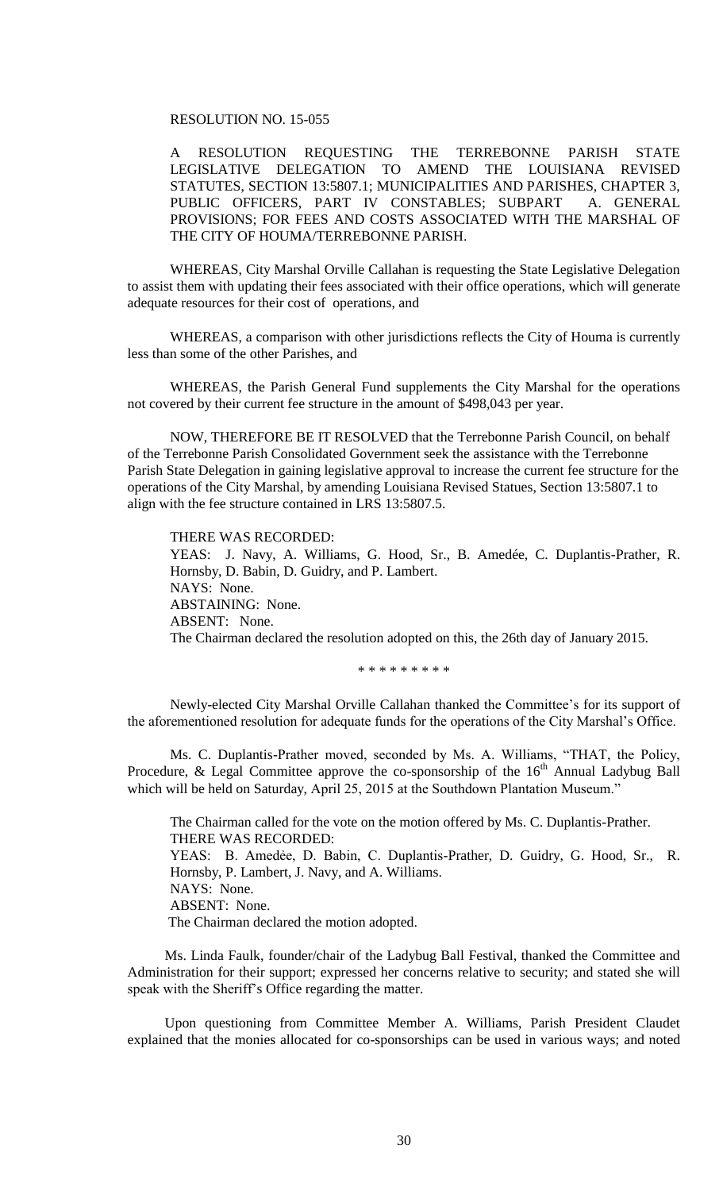RESOLUTION NO. 15-055

A RESOLUTION REQUESTING THE TERREBONNE PARISH STATE LEGISLATIVE DELEGATION TO AMEND THE LOUISIANA REVISED STATUTES, SECTION 13:5807.1; MUNICIPALITIES AND PARISHES, CHAPTER 3, PUBLIC OFFICERS, PART IV CONSTABLES; SUBPART A. GENERAL PROVISIONS; FOR FEES AND COSTS ASSOCIATED WITH THE MARSHAL OF THE CITY OF HOUMA/TERREBONNE PARISH.

WHEREAS, City Marshal Orville Callahan is requesting the State Legislative Delegation to assist them with updating their fees associated with their office operations, which will generate adequate resources for their cost of operations, and

WHEREAS, a comparison with other jurisdictions reflects the City of Houma is currently less than some of the other Parishes, and

WHEREAS, the Parish General Fund supplements the City Marshal for the operations not covered by their current fee structure in the amount of $498,043 per year.

NOW, THEREFORE BE IT RESOLVED that the Terrebonne Parish Council, on behalf of the Terrebonne Parish Consolidated Government seek the assistance with the Terrebonne Parish State Delegation in gaining legislative approval to increase the current fee structure for the operations of the City Marshal, by amending Louisiana Revised Statues, Section 13:5807.1 to align with the fee structure contained in LRS 13:5807.5.

THERE WAS RECORDED:
YEAS: J. Navy, A. Williams, G. Hood, Sr., B. Amedée, C. Duplantis-Prather, R. Hornsby, D. Babin, D. Guidry, and P. Lambert.
NAYS: None.
ABSTAINING: None.
ABSENT: None.
The Chairman declared the resolution adopted on this, the 26th day of January 2015.

\* \* \* \* \* \* \* \* \*

Newly-elected City Marshal Orville Callahan thanked the Committee's for its support of the aforementioned resolution for adequate funds for the operations of the City Marshal's Office.

Ms. C. Duplantis-Prather moved, seconded by Ms. A. Williams, "THAT, the Policy, Procedure, & Legal Committee approve the co-sponsorship of the 16th Annual Ladybug Ball which will be held on Saturday, April 25, 2015 at the Southdown Plantation Museum."

The Chairman called for the vote on the motion offered by Ms. C. Duplantis-Prather.
THERE WAS RECORDED:
YEAS: B. Amedẻe, D. Babin, C. Duplantis-Prather, D. Guidry, G. Hood, Sr., R. Hornsby, P. Lambert, J. Navy, and A. Williams.
NAYS: None.
ABSENT: None.
The Chairman declared the motion adopted.

Ms. Linda Faulk, founder/chair of the Ladybug Ball Festival, thanked the Committee and Administration for their support; expressed her concerns relative to security; and stated she will speak with the Sheriff's Office regarding the matter.

Upon questioning from Committee Member A. Williams, Parish President Claudet explained that the monies allocated for co-sponsorships can be used in various ways; and noted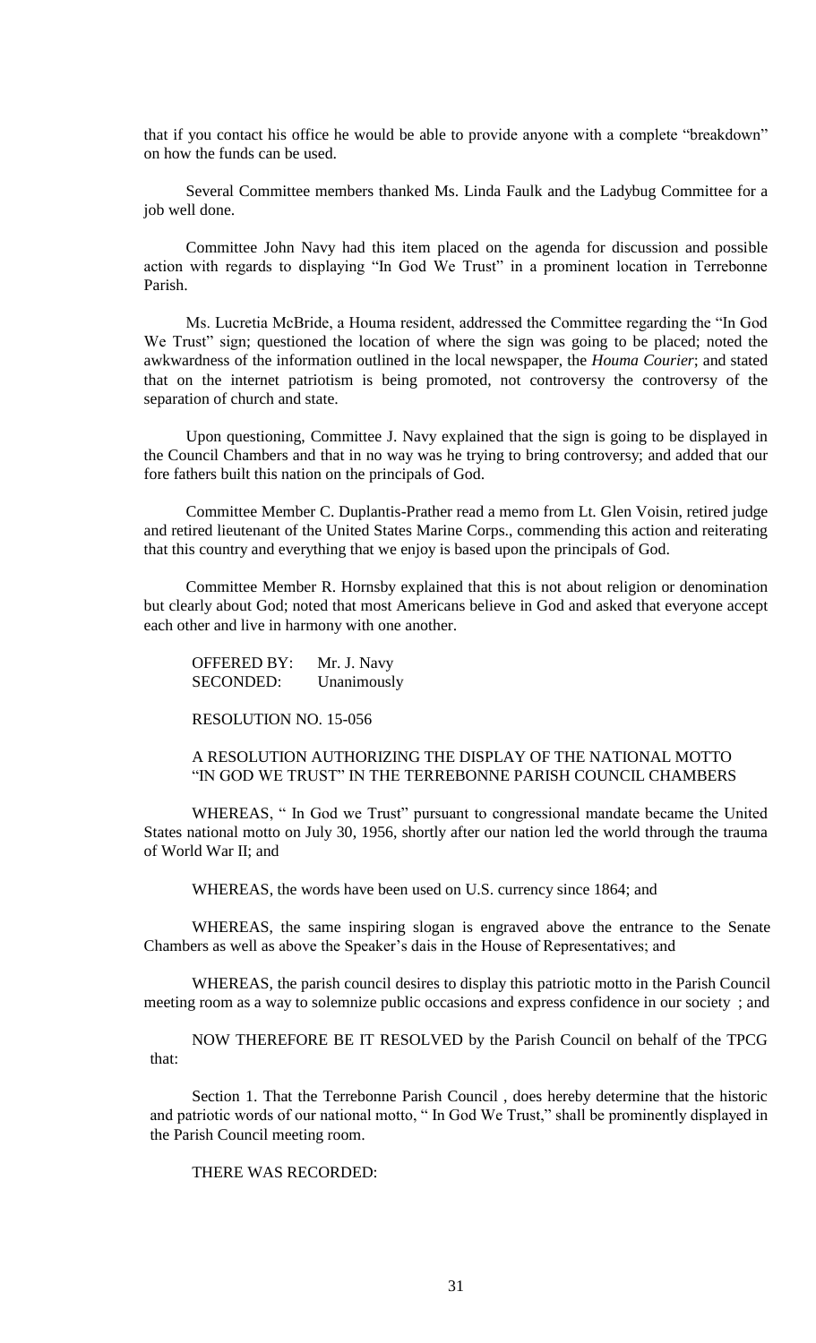that if you contact his office he would be able to provide anyone with a complete "breakdown" on how the funds can be used.

Several Committee members thanked Ms. Linda Faulk and the Ladybug Committee for a job well done.

Committee John Navy had this item placed on the agenda for discussion and possible action with regards to displaying "In God We Trust" in a prominent location in Terrebonne Parish.

Ms. Lucretia McBride, a Houma resident, addressed the Committee regarding the "In God We Trust" sign; questioned the location of where the sign was going to be placed; noted the awkwardness of the information outlined in the local newspaper, the *Houma Courier*; and stated that on the internet patriotism is being promoted, not controversy the controversy of the separation of church and state.

Upon questioning, Committee J. Navy explained that the sign is going to be displayed in the Council Chambers and that in no way was he trying to bring controversy; and added that our fore fathers built this nation on the principals of God.

Committee Member C. Duplantis-Prather read a memo from Lt. Glen Voisin, retired judge and retired lieutenant of the United States Marine Corps., commending this action and reiterating that this country and everything that we enjoy is based upon the principals of God.

Committee Member R. Hornsby explained that this is not about religion or denomination but clearly about God; noted that most Americans believe in God and asked that everyone accept each other and live in harmony with one another.

OFFERED BY: Mr. J. Navy
SECONDED: Unanimously

RESOLUTION NO. 15-056

A RESOLUTION AUTHORIZING THE DISPLAY OF THE NATIONAL MOTTO "IN GOD WE TRUST" IN THE TERREBONNE PARISH COUNCIL CHAMBERS

WHEREAS, " In God we Trust" pursuant to congressional mandate became the United States national motto on July 30, 1956, shortly after our nation led the world through the trauma of World War II; and

WHEREAS, the words have been used on U.S. currency since 1864; and

WHEREAS, the same inspiring slogan is engraved above the entrance to the Senate Chambers as well as above the Speaker's dais in the House of Representatives; and

WHEREAS, the parish council desires to display this patriotic motto in the Parish Council meeting room as a way to solemnize public occasions and express confidence in our society ; and

NOW THEREFORE BE IT RESOLVED by the Parish Council on behalf of the TPCG that:

Section 1. That the Terrebonne Parish Council , does hereby determine that the historic and patriotic words of our national motto, " In God We Trust," shall be prominently displayed in the Parish Council meeting room.

THERE WAS RECORDED: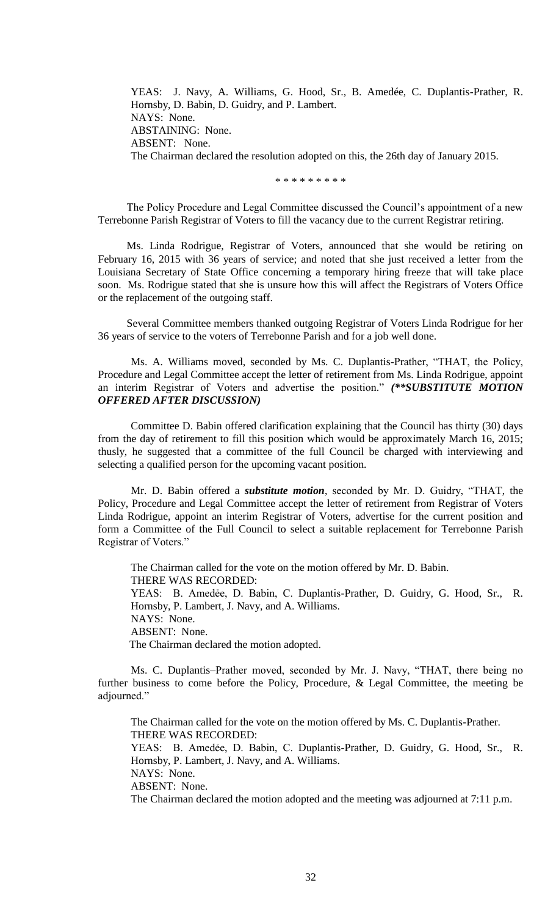YEAS: J. Navy, A. Williams, G. Hood, Sr., B. Amedée, C. Duplantis-Prather, R. Hornsby, D. Babin, D. Guidry, and P. Lambert.
NAYS: None.
ABSTAINING: None.
ABSENT: None.
The Chairman declared the resolution adopted on this, the 26th day of January 2015.

\* \* \* \* \* \* \* \* \*

The Policy Procedure and Legal Committee discussed the Council's appointment of a new Terrebonne Parish Registrar of Voters to fill the vacancy due to the current Registrar retiring.

Ms. Linda Rodrigue, Registrar of Voters, announced that she would be retiring on February 16, 2015 with 36 years of service; and noted that she just received a letter from the Louisiana Secretary of State Office concerning a temporary hiring freeze that will take place soon. Ms. Rodrigue stated that she is unsure how this will affect the Registrars of Voters Office or the replacement of the outgoing staff.

Several Committee members thanked outgoing Registrar of Voters Linda Rodrigue for her 36 years of service to the voters of Terrebonne Parish and for a job well done.

Ms. A. Williams moved, seconded by Ms. C. Duplantis-Prather, "THAT, the Policy, Procedure and Legal Committee accept the letter of retirement from Ms. Linda Rodrigue, appoint an interim Registrar of Voters and advertise the position." ***(\*\*SUBSTITUTE MOTION OFFERED AFTER DISCUSSION)***

Committee D. Babin offered clarification explaining that the Council has thirty (30) days from the day of retirement to fill this position which would be approximately March 16, 2015; thusly, he suggested that a committee of the full Council be charged with interviewing and selecting a qualified person for the upcoming vacant position.

Mr. D. Babin offered a ***substitute motion***, seconded by Mr. D. Guidry, "THAT, the Policy, Procedure and Legal Committee accept the letter of retirement from Registrar of Voters Linda Rodrigue, appoint an interim Registrar of Voters, advertise for the current position and form a Committee of the Full Council to select a suitable replacement for Terrebonne Parish Registrar of Voters."

The Chairman called for the vote on the motion offered by Mr. D. Babin.
THERE WAS RECORDED:
YEAS: B. Amedée, D. Babin, C. Duplantis-Prather, D. Guidry, G. Hood, Sr., R. Hornsby, P. Lambert, J. Navy, and A. Williams.
NAYS: None.
ABSENT: None.
The Chairman declared the motion adopted.

Ms. C. Duplantis–Prather moved, seconded by Mr. J. Navy, "THAT, there being no further business to come before the Policy, Procedure, & Legal Committee, the meeting be adjourned."

The Chairman called for the vote on the motion offered by Ms. C. Duplantis-Prather.
THERE WAS RECORDED:
YEAS: B. Amedée, D. Babin, C. Duplantis-Prather, D. Guidry, G. Hood, Sr., R. Hornsby, P. Lambert, J. Navy, and A. Williams.
NAYS: None.
ABSENT: None.
The Chairman declared the motion adopted and the meeting was adjourned at 7:11 p.m.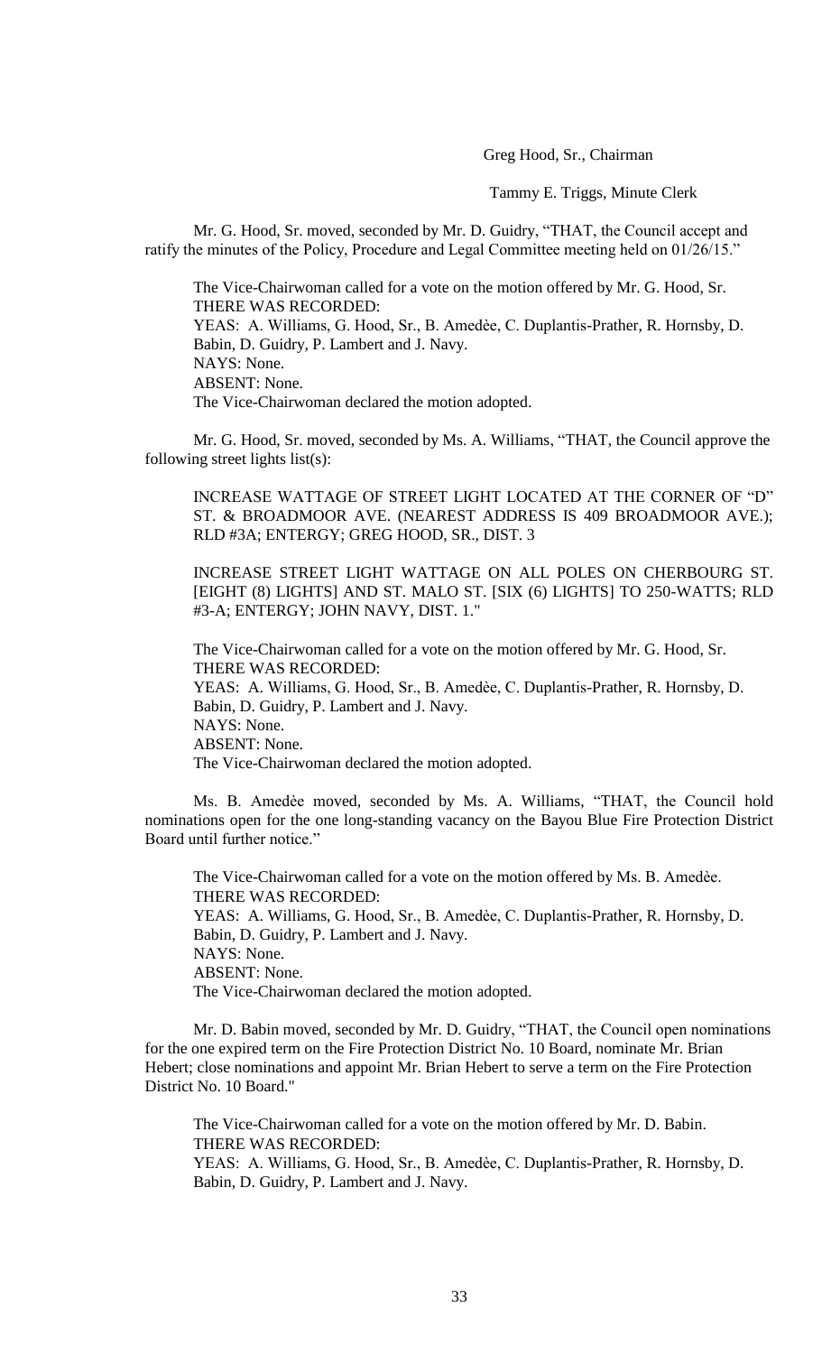Greg Hood, Sr., Chairman

Tammy E. Triggs, Minute Clerk

Mr. G. Hood, Sr. moved, seconded by Mr. D. Guidry, "THAT, the Council accept and ratify the minutes of the Policy, Procedure and Legal Committee meeting held on 01/26/15."

The Vice-Chairwoman called for a vote on the motion offered by Mr. G. Hood, Sr.
THERE WAS RECORDED:
YEAS: A. Williams, G. Hood, Sr., B. Amedèe, C. Duplantis-Prather, R. Hornsby, D. Babin, D. Guidry, P. Lambert and J. Navy.
NAYS: None.
ABSENT: None.
The Vice-Chairwoman declared the motion adopted.

Mr. G. Hood, Sr. moved, seconded by Ms. A. Williams, "THAT, the Council approve the following street lights list(s):

INCREASE WATTAGE OF STREET LIGHT LOCATED AT THE CORNER OF "D" ST. & BROADMOOR AVE. (NEAREST ADDRESS IS 409 BROADMOOR AVE.); RLD #3A; ENTERGY; GREG HOOD, SR., DIST. 3

INCREASE STREET LIGHT WATTAGE ON ALL POLES ON CHERBOURG ST. [EIGHT (8) LIGHTS] AND ST. MALO ST. [SIX (6) LIGHTS] TO 250-WATTS; RLD #3-A; ENTERGY; JOHN NAVY, DIST. 1."

The Vice-Chairwoman called for a vote on the motion offered by Mr. G. Hood, Sr.
THERE WAS RECORDED:
YEAS: A. Williams, G. Hood, Sr., B. Amedèe, C. Duplantis-Prather, R. Hornsby, D. Babin, D. Guidry, P. Lambert and J. Navy.
NAYS: None.
ABSENT: None.
The Vice-Chairwoman declared the motion adopted.

Ms. B. Amedèe moved, seconded by Ms. A. Williams, "THAT, the Council hold nominations open for the one long-standing vacancy on the Bayou Blue Fire Protection District Board until further notice."

The Vice-Chairwoman called for a vote on the motion offered by Ms. B. Amedèe.
THERE WAS RECORDED:
YEAS: A. Williams, G. Hood, Sr., B. Amedèe, C. Duplantis-Prather, R. Hornsby, D. Babin, D. Guidry, P. Lambert and J. Navy.
NAYS: None.
ABSENT: None.
The Vice-Chairwoman declared the motion adopted.

Mr. D. Babin moved, seconded by Mr. D. Guidry, "THAT, the Council open nominations for the one expired term on the Fire Protection District No. 10 Board, nominate Mr. Brian Hebert; close nominations and appoint Mr. Brian Hebert to serve a term on the Fire Protection District No. 10 Board."

The Vice-Chairwoman called for a vote on the motion offered by Mr. D. Babin.
THERE WAS RECORDED:
YEAS: A. Williams, G. Hood, Sr., B. Amedèe, C. Duplantis-Prather, R. Hornsby, D. Babin, D. Guidry, P. Lambert and J. Navy.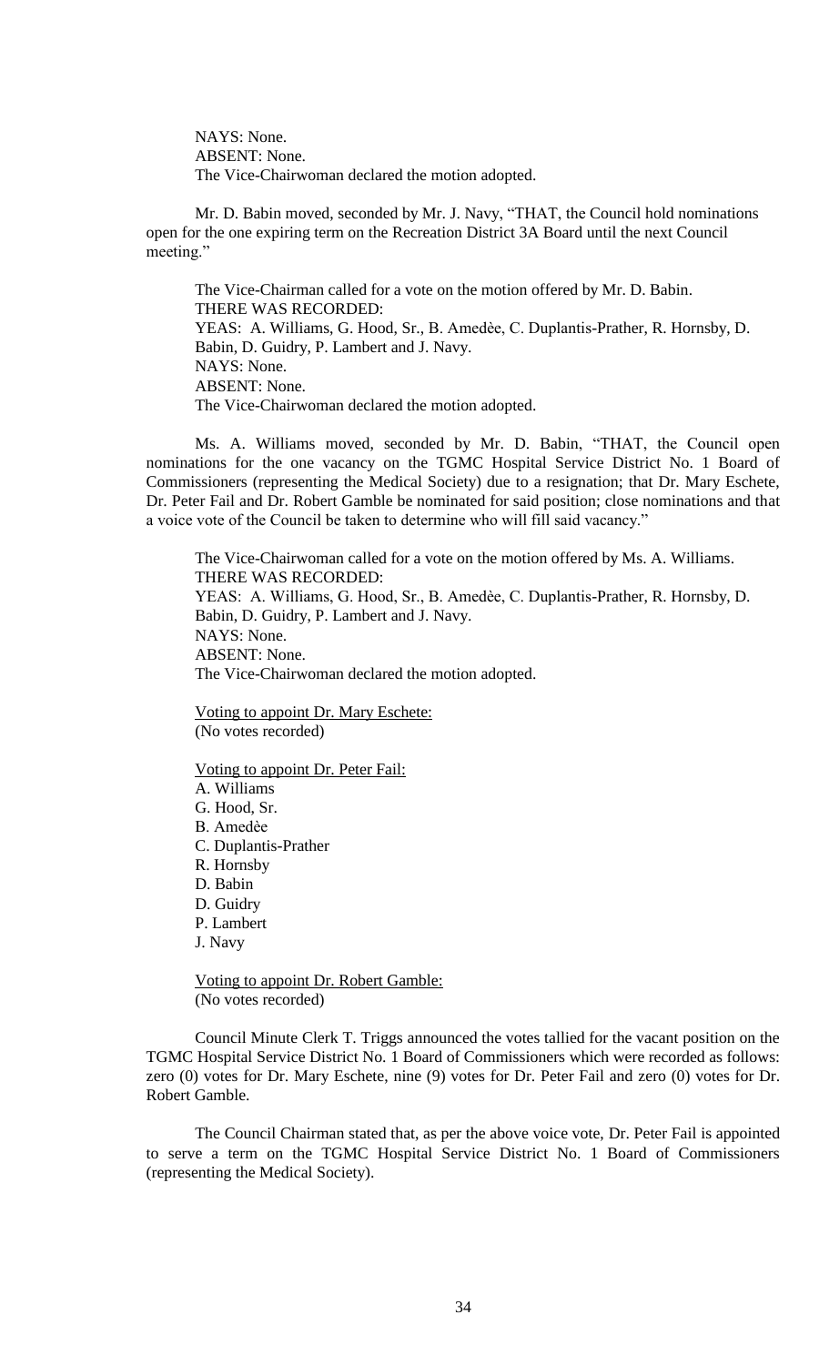NAYS: None.
ABSENT: None.
The Vice-Chairwoman declared the motion adopted.

Mr. D. Babin moved, seconded by Mr. J. Navy, "THAT, the Council hold nominations open for the one expiring term on the Recreation District 3A Board until the next Council meeting."

The Vice-Chairman called for a vote on the motion offered by Mr. D. Babin.
THERE WAS RECORDED:
YEAS: A. Williams, G. Hood, Sr., B. Amedèe, C. Duplantis-Prather, R. Hornsby, D. Babin, D. Guidry, P. Lambert and J. Navy.
NAYS: None.
ABSENT: None.
The Vice-Chairwoman declared the motion adopted.

Ms. A. Williams moved, seconded by Mr. D. Babin, "THAT, the Council open nominations for the one vacancy on the TGMC Hospital Service District No. 1 Board of Commissioners (representing the Medical Society) due to a resignation; that Dr. Mary Eschete, Dr. Peter Fail and Dr. Robert Gamble be nominated for said position; close nominations and that a voice vote of the Council be taken to determine who will fill said vacancy."

The Vice-Chairwoman called for a vote on the motion offered by Ms. A. Williams.
THERE WAS RECORDED:
YEAS: A. Williams, G. Hood, Sr., B. Amedèe, C. Duplantis-Prather, R. Hornsby, D. Babin, D. Guidry, P. Lambert and J. Navy.
NAYS: None.
ABSENT: None.
The Vice-Chairwoman declared the motion adopted.

Voting to appoint Dr. Mary Eschete:
(No votes recorded)

Voting to appoint Dr. Peter Fail:
A. Williams
G. Hood, Sr.
B. Amedèe
C. Duplantis-Prather
R. Hornsby
D. Babin
D. Guidry
P. Lambert
J. Navy

Voting to appoint Dr. Robert Gamble:
(No votes recorded)

Council Minute Clerk T. Triggs announced the votes tallied for the vacant position on the TGMC Hospital Service District No. 1 Board of Commissioners which were recorded as follows: zero (0) votes for Dr. Mary Eschete, nine (9) votes for Dr. Peter Fail and zero (0) votes for Dr. Robert Gamble.

The Council Chairman stated that, as per the above voice vote, Dr. Peter Fail is appointed to serve a term on the TGMC Hospital Service District No. 1 Board of Commissioners (representing the Medical Society).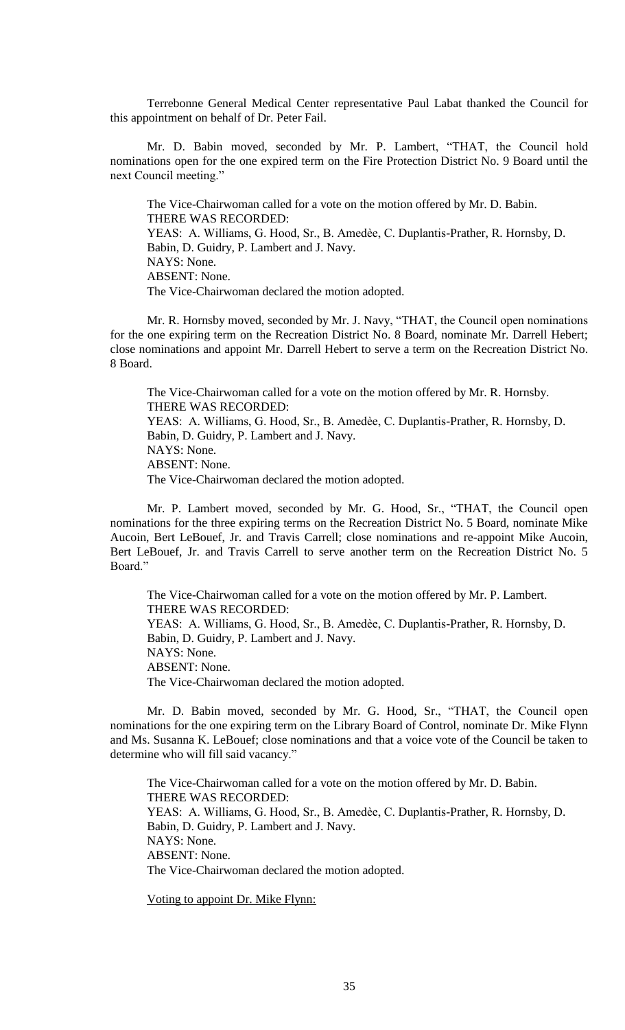Terrebonne General Medical Center representative Paul Labat thanked the Council for this appointment on behalf of Dr. Peter Fail.

Mr. D. Babin moved, seconded by Mr. P. Lambert, "THAT, the Council hold nominations open for the one expired term on the Fire Protection District No. 9 Board until the next Council meeting."

The Vice-Chairwoman called for a vote on the motion offered by Mr. D. Babin.
THERE WAS RECORDED:
YEAS: A. Williams, G. Hood, Sr., B. Amedèe, C. Duplantis-Prather, R. Hornsby, D. Babin, D. Guidry, P. Lambert and J. Navy.
NAYS: None.
ABSENT: None.
The Vice-Chairwoman declared the motion adopted.

Mr. R. Hornsby moved, seconded by Mr. J. Navy, "THAT, the Council open nominations for the one expiring term on the Recreation District No. 8 Board, nominate Mr. Darrell Hebert; close nominations and appoint Mr. Darrell Hebert to serve a term on the Recreation District No. 8 Board.

The Vice-Chairwoman called for a vote on the motion offered by Mr. R. Hornsby.
THERE WAS RECORDED:
YEAS: A. Williams, G. Hood, Sr., B. Amedèe, C. Duplantis-Prather, R. Hornsby, D. Babin, D. Guidry, P. Lambert and J. Navy.
NAYS: None.
ABSENT: None.
The Vice-Chairwoman declared the motion adopted.

Mr. P. Lambert moved, seconded by Mr. G. Hood, Sr., "THAT, the Council open nominations for the three expiring terms on the Recreation District No. 5 Board, nominate Mike Aucoin, Bert LeBouef, Jr. and Travis Carrell; close nominations and re-appoint Mike Aucoin, Bert LeBouef, Jr. and Travis Carrell to serve another term on the Recreation District No. 5 Board."

The Vice-Chairwoman called for a vote on the motion offered by Mr. P. Lambert.
THERE WAS RECORDED:
YEAS: A. Williams, G. Hood, Sr., B. Amedèe, C. Duplantis-Prather, R. Hornsby, D. Babin, D. Guidry, P. Lambert and J. Navy.
NAYS: None.
ABSENT: None.
The Vice-Chairwoman declared the motion adopted.

Mr. D. Babin moved, seconded by Mr. G. Hood, Sr., "THAT, the Council open nominations for the one expiring term on the Library Board of Control, nominate Dr. Mike Flynn and Ms. Susanna K. LeBouef; close nominations and that a voice vote of the Council be taken to determine who will fill said vacancy."

The Vice-Chairwoman called for a vote on the motion offered by Mr. D. Babin.
THERE WAS RECORDED:
YEAS: A. Williams, G. Hood, Sr., B. Amedèe, C. Duplantis-Prather, R. Hornsby, D. Babin, D. Guidry, P. Lambert and J. Navy.
NAYS: None.
ABSENT: None.
The Vice-Chairwoman declared the motion adopted.

Voting to appoint Dr. Mike Flynn: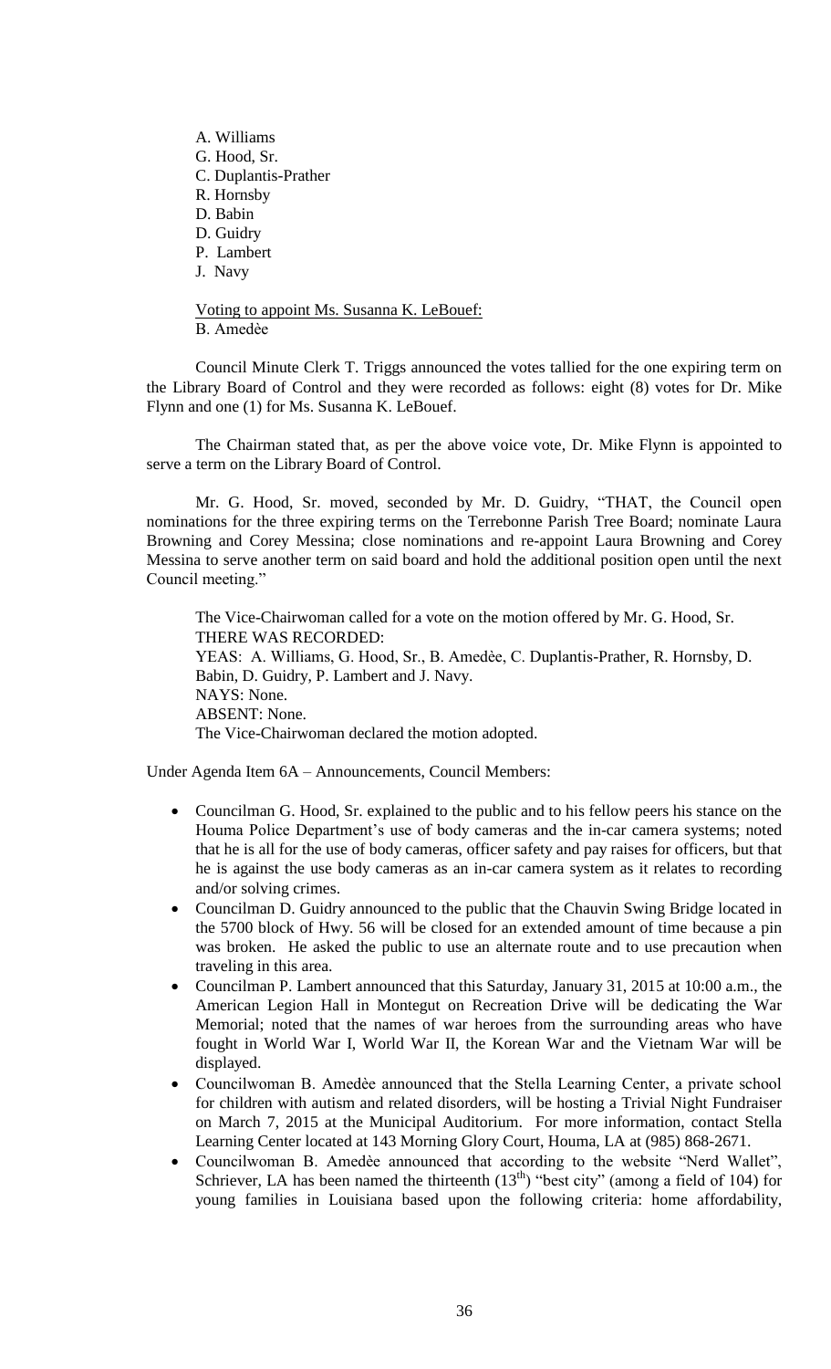A. Williams
G. Hood, Sr.
C. Duplantis-Prather
R. Hornsby
D. Babin
D. Guidry
P. Lambert
J. Navy

Voting to appoint Ms. Susanna K. LeBouef:
B. Amedèe

Council Minute Clerk T. Triggs announced the votes tallied for the one expiring term on the Library Board of Control and they were recorded as follows: eight (8) votes for Dr. Mike Flynn and one (1) for Ms. Susanna K. LeBouef.

The Chairman stated that, as per the above voice vote, Dr. Mike Flynn is appointed to serve a term on the Library Board of Control.

Mr. G. Hood, Sr. moved, seconded by Mr. D. Guidry, "THAT, the Council open nominations for the three expiring terms on the Terrebonne Parish Tree Board; nominate Laura Browning and Corey Messina; close nominations and re-appoint Laura Browning and Corey Messina to serve another term on said board and hold the additional position open until the next Council meeting."

The Vice-Chairwoman called for a vote on the motion offered by Mr. G. Hood, Sr.
THERE WAS RECORDED:
YEAS: A. Williams, G. Hood, Sr., B. Amedèe, C. Duplantis-Prather, R. Hornsby, D. Babin, D. Guidry, P. Lambert and J. Navy.
NAYS: None.
ABSENT: None.
The Vice-Chairwoman declared the motion adopted.

Under Agenda Item 6A – Announcements, Council Members:

- Councilman G. Hood, Sr. explained to the public and to his fellow peers his stance on the Houma Police Department's use of body cameras and the in-car camera systems; noted that he is all for the use of body cameras, officer safety and pay raises for officers, but that he is against the use body cameras as an in-car camera system as it relates to recording and/or solving crimes.
- Councilman D. Guidry announced to the public that the Chauvin Swing Bridge located in the 5700 block of Hwy. 56 will be closed for an extended amount of time because a pin was broken. He asked the public to use an alternate route and to use precaution when traveling in this area.
- Councilman P. Lambert announced that this Saturday, January 31, 2015 at 10:00 a.m., the American Legion Hall in Montegut on Recreation Drive will be dedicating the War Memorial; noted that the names of war heroes from the surrounding areas who have fought in World War I, World War II, the Korean War and the Vietnam War will be displayed.
- Councilwoman B. Amedèe announced that the Stella Learning Center, a private school for children with autism and related disorders, will be hosting a Trivial Night Fundraiser on March 7, 2015 at the Municipal Auditorium. For more information, contact Stella Learning Center located at 143 Morning Glory Court, Houma, LA at (985) 868-2671.
- Councilwoman B. Amedèe announced that according to the website "Nerd Wallet", Schriever, LA has been named the thirteenth (13th) "best city" (among a field of 104) for young families in Louisiana based upon the following criteria: home affordability,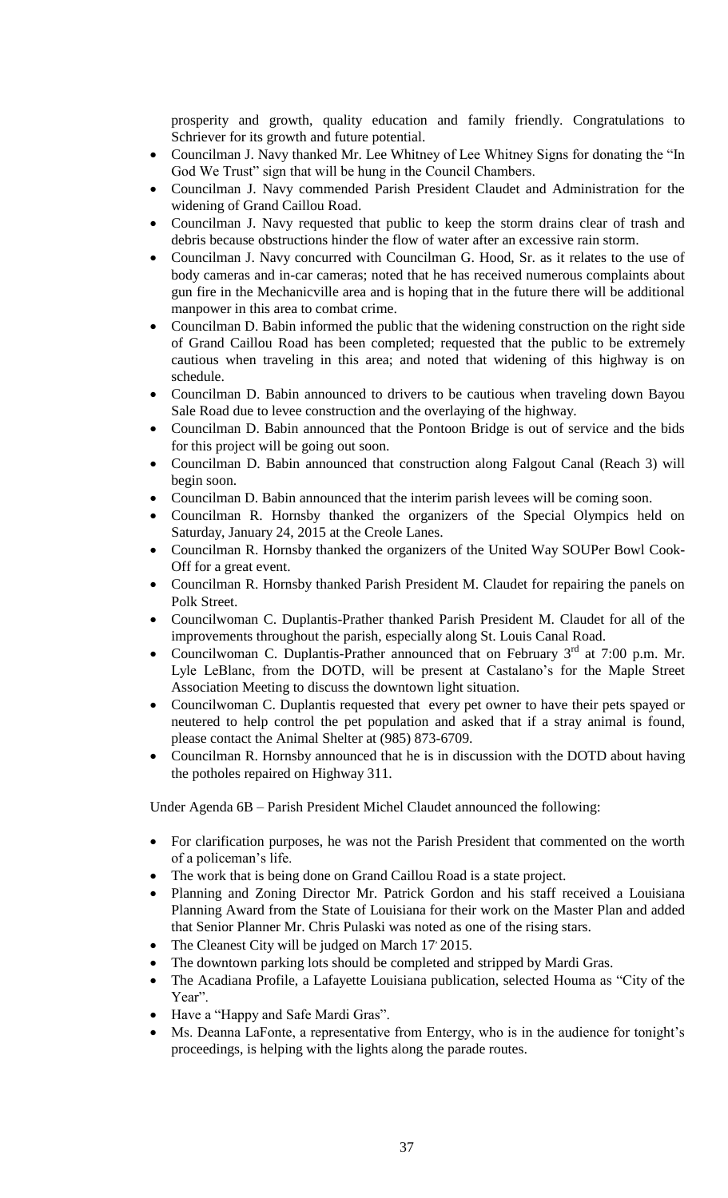prosperity and growth, quality education and family friendly. Congratulations to Schriever for its growth and future potential.

- Councilman J. Navy thanked Mr. Lee Whitney of Lee Whitney Signs for donating the "In God We Trust" sign that will be hung in the Council Chambers.
- Councilman J. Navy commended Parish President Claudet and Administration for the widening of Grand Caillou Road.
- Councilman J. Navy requested that public to keep the storm drains clear of trash and debris because obstructions hinder the flow of water after an excessive rain storm.
- Councilman J. Navy concurred with Councilman G. Hood, Sr. as it relates to the use of body cameras and in-car cameras; noted that he has received numerous complaints about gun fire in the Mechanicville area and is hoping that in the future there will be additional manpower in this area to combat crime.
- Councilman D. Babin informed the public that the widening construction on the right side of Grand Caillou Road has been completed; requested that the public to be extremely cautious when traveling in this area; and noted that widening of this highway is on schedule.
- Councilman D. Babin announced to drivers to be cautious when traveling down Bayou Sale Road due to levee construction and the overlaying of the highway.
- Councilman D. Babin announced that the Pontoon Bridge is out of service and the bids for this project will be going out soon.
- Councilman D. Babin announced that construction along Falgout Canal (Reach 3) will begin soon.
- Councilman D. Babin announced that the interim parish levees will be coming soon.
- Councilman R. Hornsby thanked the organizers of the Special Olympics held on Saturday, January 24, 2015 at the Creole Lanes.
- Councilman R. Hornsby thanked the organizers of the United Way SOUPer Bowl Cook-Off for a great event.
- Councilman R. Hornsby thanked Parish President M. Claudet for repairing the panels on Polk Street.
- Councilwoman C. Duplantis-Prather thanked Parish President M. Claudet for all of the improvements throughout the parish, especially along St. Louis Canal Road.
- Councilwoman C. Duplantis-Prather announced that on February 3rd at 7:00 p.m. Mr. Lyle LeBlanc, from the DOTD, will be present at Castalano's for the Maple Street Association Meeting to discuss the downtown light situation.
- Councilwoman C. Duplantis requested that every pet owner to have their pets spayed or neutered to help control the pet population and asked that if a stray animal is found, please contact the Animal Shelter at (985) 873-6709.
- Councilman R. Hornsby announced that he is in discussion with the DOTD about having the potholes repaired on Highway 311.

Under Agenda 6B – Parish President Michel Claudet announced the following:

- For clarification purposes, he was not the Parish President that commented on the worth of a policeman's life.
- The work that is being done on Grand Caillou Road is a state project.
- Planning and Zoning Director Mr. Patrick Gordon and his staff received a Louisiana Planning Award from the State of Louisiana for their work on the Master Plan and added that Senior Planner Mr. Chris Pulaski was noted as one of the rising stars.
- The Cleanest City will be judged on March 17, 2015.
- The downtown parking lots should be completed and stripped by Mardi Gras.
- The Acadiana Profile, a Lafayette Louisiana publication, selected Houma as "City of the Year".
- Have a "Happy and Safe Mardi Gras".
- Ms. Deanna LaFonte, a representative from Entergy, who is in the audience for tonight's proceedings, is helping with the lights along the parade routes.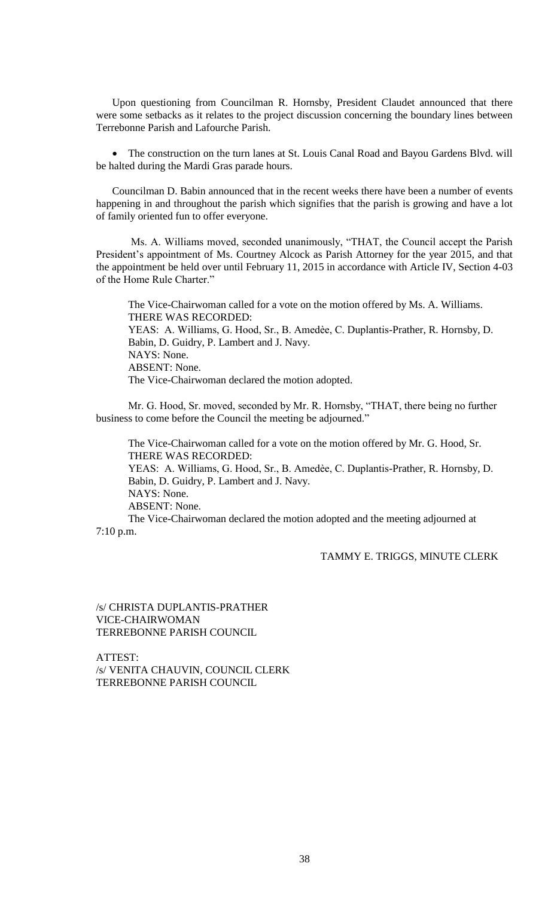Upon questioning from Councilman R. Hornsby, President Claudet announced that there were some setbacks as it relates to the project discussion concerning the boundary lines between Terrebonne Parish and Lafourche Parish.

- The construction on the turn lanes at St. Louis Canal Road and Bayou Gardens Blvd. will be halted during the Mardi Gras parade hours.

Councilman D. Babin announced that in the recent weeks there have been a number of events happening in and throughout the parish which signifies that the parish is growing and have a lot of family oriented fun to offer everyone.

Ms. A. Williams moved, seconded unanimously, "THAT, the Council accept the Parish President's appointment of Ms. Courtney Alcock as Parish Attorney for the year 2015, and that the appointment be held over until February 11, 2015 in accordance with Article IV, Section 4-03 of the Home Rule Charter."

The Vice-Chairwoman called for a vote on the motion offered by Ms. A. Williams.
THERE WAS RECORDED:
YEAS: A. Williams, G. Hood, Sr., B. Amedèe, C. Duplantis-Prather, R. Hornsby, D. Babin, D. Guidry, P. Lambert and J. Navy.
NAYS: None.
ABSENT: None.
The Vice-Chairwoman declared the motion adopted.

Mr. G. Hood, Sr. moved, seconded by Mr. R. Hornsby, "THAT, there being no further business to come before the Council the meeting be adjourned."

The Vice-Chairwoman called for a vote on the motion offered by Mr. G. Hood, Sr.
THERE WAS RECORDED:
YEAS: A. Williams, G. Hood, Sr., B. Amedèe, C. Duplantis-Prather, R. Hornsby, D. Babin, D. Guidry, P. Lambert and J. Navy.
NAYS: None.
ABSENT: None.
The Vice-Chairwoman declared the motion adopted and the meeting adjourned at 7:10 p.m.

TAMMY E. TRIGGS, MINUTE CLERK

/s/ CHRISTA DUPLANTIS-PRATHER
VICE-CHAIRWOMAN
TERREBONNE PARISH COUNCIL

ATTEST:
/s/ VENITA CHAUVIN, COUNCIL CLERK
TERREBONNE PARISH COUNCIL